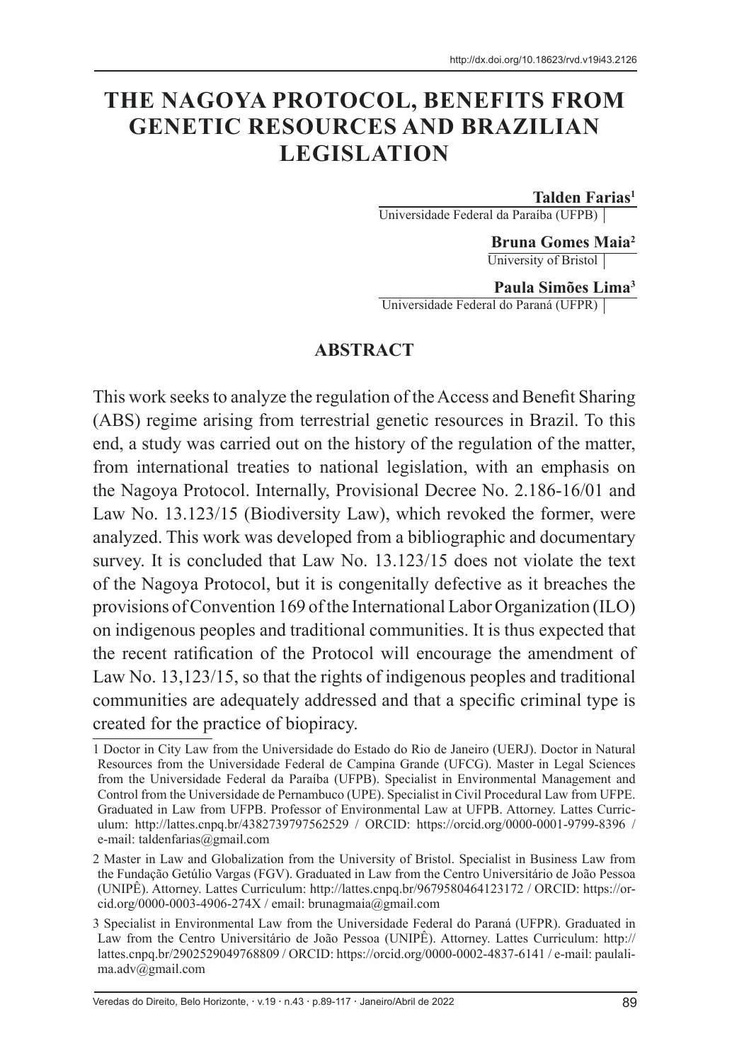http://dx.doi.org/10.18623/rvd.v19i43.2126

# THE NAGOYA PROTOCOL, BENEFITS FROM GENETIC RESOURCES AND BRAZILIAN LEGISLATION

**Talden Farias**[1]
Universidade Federal da Paraíba (UFPB)

**Bruna Gomes Maia**[2]
University of Bristol

**Paula Simões Lima**[3]
Universidade Federal do Paraná (UFPR)

## ABSTRACT

This work seeks to analyze the regulation of the Access and Benefit Sharing (ABS) regime arising from terrestrial genetic resources in Brazil. To this end, a study was carried out on the history of the regulation of the matter, from international treaties to national legislation, with an emphasis on the Nagoya Protocol. Internally, Provisional Decree No. 2.186-16/01 and Law No. 13.123/15 (Biodiversity Law), which revoked the former, were analyzed. This work was developed from a bibliographic and documentary survey. It is concluded that Law No. 13.123/15 does not violate the text of the Nagoya Protocol, but it is congenitally defective as it breaches the provisions of Convention 169 of the International Labor Organization (ILO) on indigenous peoples and traditional communities. It is thus expected that the recent ratification of the Protocol will encourage the amendment of Law No. 13,123/15, so that the rights of indigenous peoples and traditional communities are adequately addressed and that a specific criminal type is created for the practice of biopiracy.

---

1 Doctor in City Law from the Universidade do Estado do Rio de Janeiro (UERJ). Doctor in Natural Resources from the Universidade Federal de Campina Grande (UFCG). Master in Legal Sciences from the Universidade Federal da Paraíba (UFPB). Specialist in Environmental Management and Control from the Universidade de Pernambuco (UPE). Specialist in Civil Procedural Law from UFPE. Graduated in Law from UFPB. Professor of Environmental Law at UFPB. Attorney. Lattes Curriculum: http://lattes.cnpq.br/4382739797562529 / ORCID: https://orcid.org/0000-0001-9799-8396 / e-mail: taldenfarias@gmail.com

2 Master in Law and Globalization from the University of Bristol. Specialist in Business Law from the Fundação Getúlio Vargas (FGV). Graduated in Law from the Centro Universitário de João Pessoa (UNIPÊ). Attorney. Lattes Curriculum: http://lattes.cnpq.br/9679580464123172 / ORCID: https://orcid.org/0000-0003-4906-274X / email: brunagmaia@gmail.com

3 Specialist in Environmental Law from the Universidade Federal do Paraná (UFPR). Graduated in Law from the Centro Universitário de João Pessoa (UNIPÊ). Attorney. Lattes Curriculum: http://lattes.cnpq.br/2902529049768809 / ORCID: https://orcid.org/0000-0002-4837-6141 / e-mail: paulalima.adv@gmail.com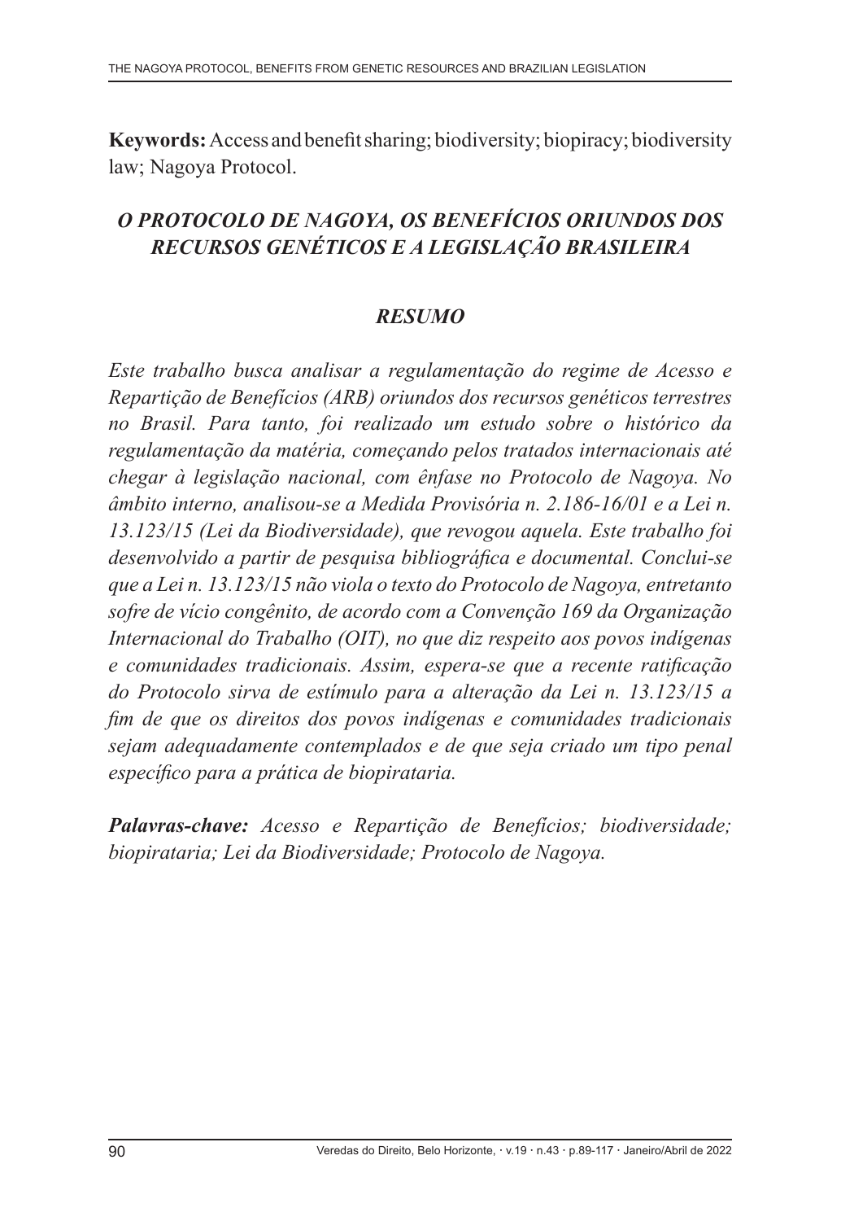**Keywords:** Access and benefit sharing; biodiversity; biopiracy; biodiversity law; Nagoya Protocol.

## *O PROTOCOLO DE NAGOYA, OS BENEFÍCIOS ORIUNDOS DOS RECURSOS GENÉTICOS E A LEGISLAÇÃO BRASILEIRA*

### *RESUMO*

*Este trabalho busca analisar a regulamentação do regime de Acesso e Repartição de Benefícios (ARB) oriundos dos recursos genéticos terrestres no Brasil. Para tanto, foi realizado um estudo sobre o histórico da regulamentação da matéria, começando pelos tratados internacionais até chegar à legislação nacional, com ênfase no Protocolo de Nagoya. No âmbito interno, analisou-se a Medida Provisória n. 2.186-16/01 e a Lei n. 13.123/15 (Lei da Biodiversidade), que revogou aquela. Este trabalho foi desenvolvido a partir de pesquisa bibliográfica e documental. Conclui-se que a Lei n. 13.123/15 não viola o texto do Protocolo de Nagoya, entretanto sofre de vício congênito, de acordo com a Convenção 169 da Organização Internacional do Trabalho (OIT), no que diz respeito aos povos indígenas e comunidades tradicionais. Assim, espera-se que a recente ratificação do Protocolo sirva de estímulo para a alteração da Lei n. 13.123/15 a fim de que os direitos dos povos indígenas e comunidades tradicionais sejam adequadamente contemplados e de que seja criado um tipo penal específico para a prática de biopirataria.*

***Palavras-chave:*** *Acesso e Repartição de Benefícios; biodiversidade; biopirataria; Lei da Biodiversidade; Protocolo de Nagoya.*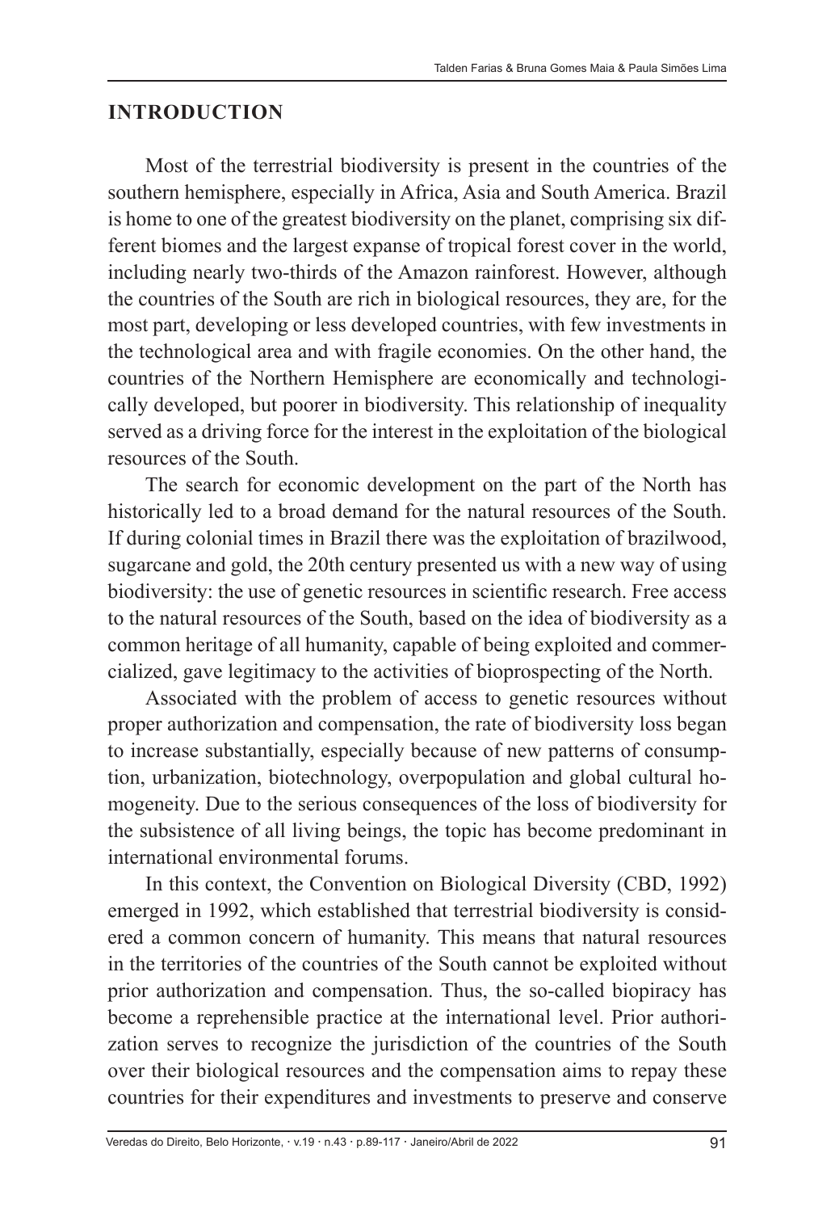## INTRODUCTION

Most of the terrestrial biodiversity is present in the countries of the southern hemisphere, especially in Africa, Asia and South America. Brazil is home to one of the greatest biodiversity on the planet, comprising six different biomes and the largest expanse of tropical forest cover in the world, including nearly two-thirds of the Amazon rainforest. However, although the countries of the South are rich in biological resources, they are, for the most part, developing or less developed countries, with few investments in the technological area and with fragile economies. On the other hand, the countries of the Northern Hemisphere are economically and technologically developed, but poorer in biodiversity. This relationship of inequality served as a driving force for the interest in the exploitation of the biological resources of the South.

The search for economic development on the part of the North has historically led to a broad demand for the natural resources of the South. If during colonial times in Brazil there was the exploitation of brazilwood, sugarcane and gold, the 20th century presented us with a new way of using biodiversity: the use of genetic resources in scientific research. Free access to the natural resources of the South, based on the idea of biodiversity as a common heritage of all humanity, capable of being exploited and commercialized, gave legitimacy to the activities of bioprospecting of the North.

Associated with the problem of access to genetic resources without proper authorization and compensation, the rate of biodiversity loss began to increase substantially, especially because of new patterns of consumption, urbanization, biotechnology, overpopulation and global cultural homogeneity. Due to the serious consequences of the loss of biodiversity for the subsistence of all living beings, the topic has become predominant in international environmental forums.

In this context, the Convention on Biological Diversity (CBD, 1992) emerged in 1992, which established that terrestrial biodiversity is considered a common concern of humanity. This means that natural resources in the territories of the countries of the South cannot be exploited without prior authorization and compensation. Thus, the so-called biopiracy has become a reprehensible practice at the international level. Prior authorization serves to recognize the jurisdiction of the countries of the South over their biological resources and the compensation aims to repay these countries for their expenditures and investments to preserve and conserve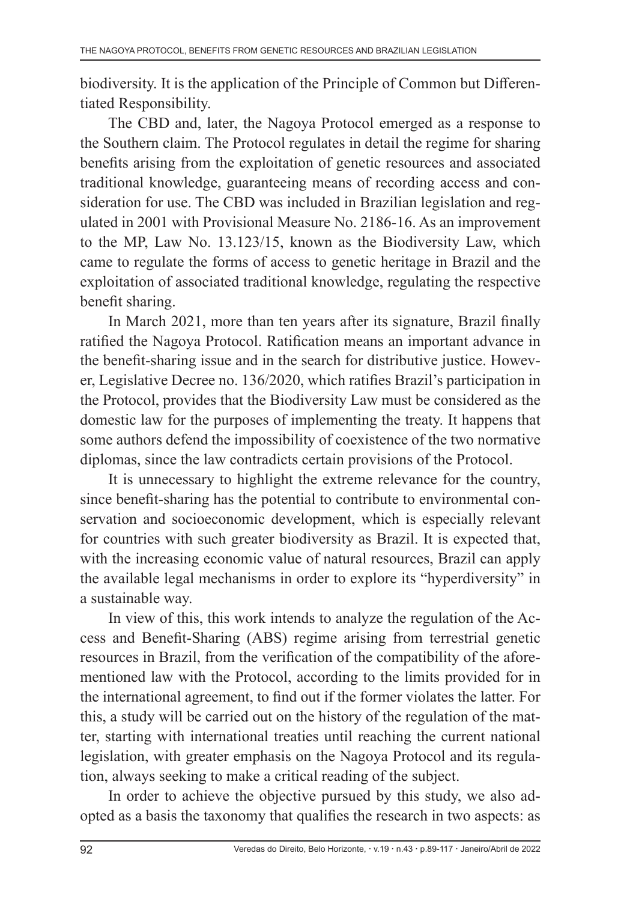biodiversity. It is the application of the Principle of Common but Differentiated Responsibility.

The CBD and, later, the Nagoya Protocol emerged as a response to the Southern claim. The Protocol regulates in detail the regime for sharing benefits arising from the exploitation of genetic resources and associated traditional knowledge, guaranteeing means of recording access and consideration for use. The CBD was included in Brazilian legislation and regulated in 2001 with Provisional Measure No. 2186-16. As an improvement to the MP, Law No. 13.123/15, known as the Biodiversity Law, which came to regulate the forms of access to genetic heritage in Brazil and the exploitation of associated traditional knowledge, regulating the respective benefit sharing.

In March 2021, more than ten years after its signature, Brazil finally ratified the Nagoya Protocol. Ratification means an important advance in the benefit-sharing issue and in the search for distributive justice. However, Legislative Decree no. 136/2020, which ratifies Brazil's participation in the Protocol, provides that the Biodiversity Law must be considered as the domestic law for the purposes of implementing the treaty. It happens that some authors defend the impossibility of coexistence of the two normative diplomas, since the law contradicts certain provisions of the Protocol.

It is unnecessary to highlight the extreme relevance for the country, since benefit-sharing has the potential to contribute to environmental conservation and socioeconomic development, which is especially relevant for countries with such greater biodiversity as Brazil. It is expected that, with the increasing economic value of natural resources, Brazil can apply the available legal mechanisms in order to explore its "hyperdiversity" in a sustainable way.

In view of this, this work intends to analyze the regulation of the Access and Benefit-Sharing (ABS) regime arising from terrestrial genetic resources in Brazil, from the verification of the compatibility of the aforementioned law with the Protocol, according to the limits provided for in the international agreement, to find out if the former violates the latter. For this, a study will be carried out on the history of the regulation of the matter, starting with international treaties until reaching the current national legislation, with greater emphasis on the Nagoya Protocol and its regulation, always seeking to make a critical reading of the subject.

In order to achieve the objective pursued by this study, we also adopted as a basis the taxonomy that qualifies the research in two aspects: as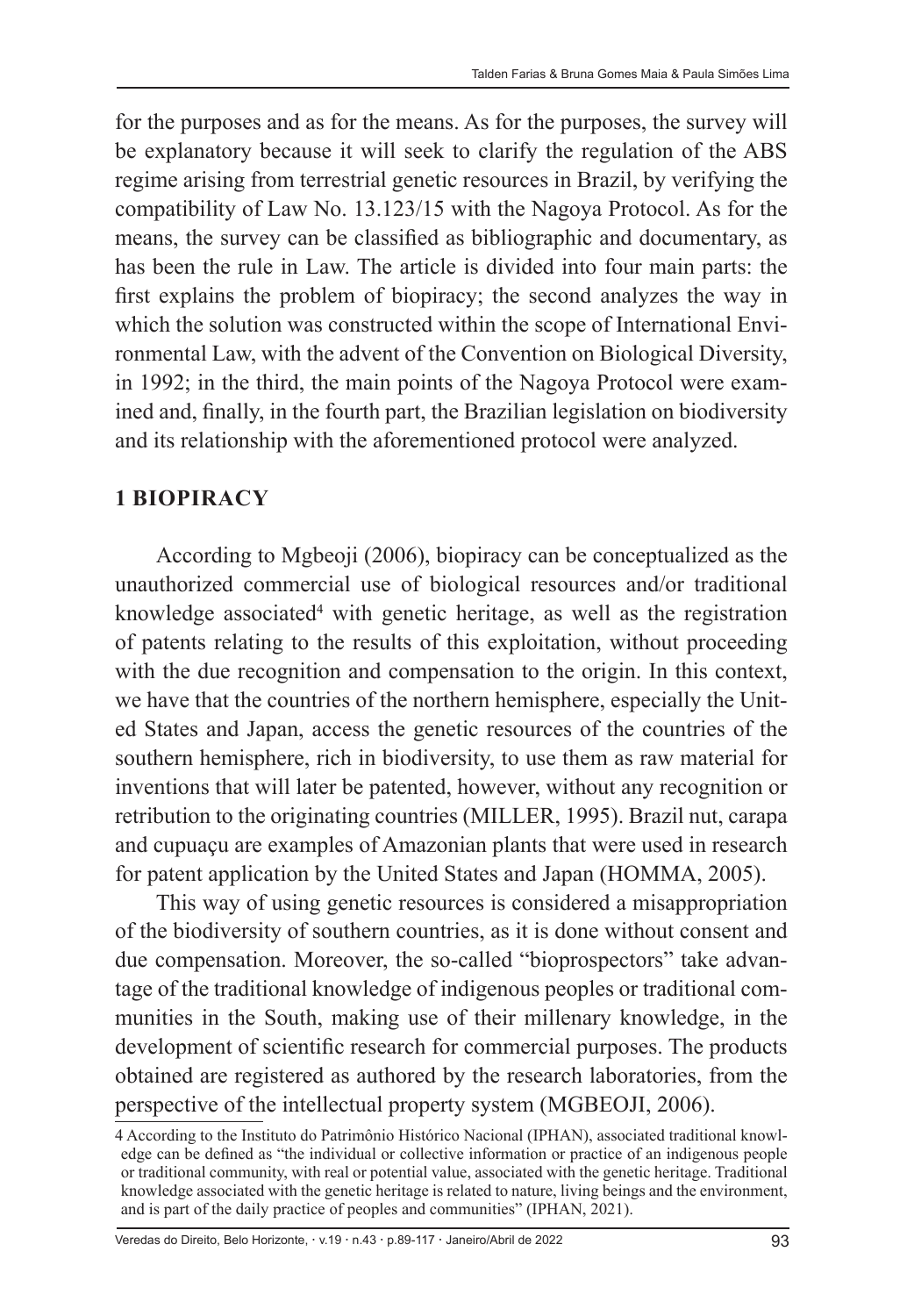for the purposes and as for the means. As for the purposes, the survey will be explanatory because it will seek to clarify the regulation of the ABS regime arising from terrestrial genetic resources in Brazil, by verifying the compatibility of Law No. 13.123/15 with the Nagoya Protocol. As for the means, the survey can be classified as bibliographic and documentary, as has been the rule in Law. The article is divided into four main parts: the first explains the problem of biopiracy; the second analyzes the way in which the solution was constructed within the scope of International Environmental Law, with the advent of the Convention on Biological Diversity, in 1992; in the third, the main points of the Nagoya Protocol were examined and, finally, in the fourth part, the Brazilian legislation on biodiversity and its relationship with the aforementioned protocol were analyzed.

## 1 BIOPIRACY

According to Mgbeoji (2006), biopiracy can be conceptualized as the unauthorized commercial use of biological resources and/or traditional knowledge associated[4] with genetic heritage, as well as the registration of patents relating to the results of this exploitation, without proceeding with the due recognition and compensation to the origin. In this context, we have that the countries of the northern hemisphere, especially the United States and Japan, access the genetic resources of the countries of the southern hemisphere, rich in biodiversity, to use them as raw material for inventions that will later be patented, however, without any recognition or retribution to the originating countries (MILLER, 1995). Brazil nut, carapa and cupuaçu are examples of Amazonian plants that were used in research for patent application by the United States and Japan (HOMMA, 2005).

This way of using genetic resources is considered a misappropriation of the biodiversity of southern countries, as it is done without consent and due compensation. Moreover, the so-called "bioprospectors" take advantage of the traditional knowledge of indigenous peoples or traditional communities in the South, making use of their millenary knowledge, in the development of scientific research for commercial purposes. The products obtained are registered as authored by the research laboratories, from the perspective of the intellectual property system (MGBEOJI, 2006).

---

4 According to the Instituto do Patrimônio Histórico Nacional (IPHAN), associated traditional knowledge can be defined as "the individual or collective information or practice of an indigenous people or traditional community, with real or potential value, associated with the genetic heritage. Traditional knowledge associated with the genetic heritage is related to nature, living beings and the environment, and is part of the daily practice of peoples and communities" (IPHAN, 2021).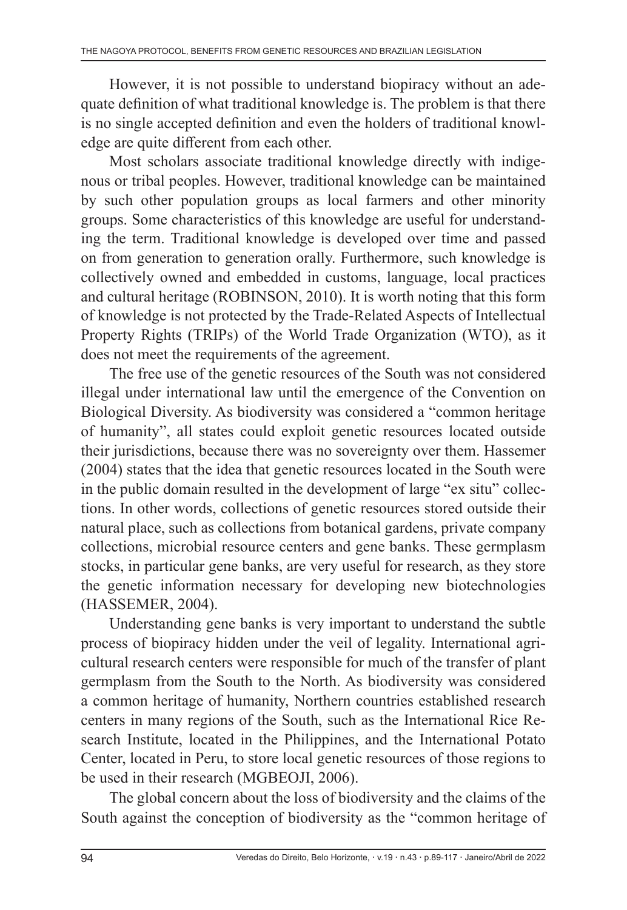However, it is not possible to understand biopiracy without an adequate definition of what traditional knowledge is. The problem is that there is no single accepted definition and even the holders of traditional knowledge are quite different from each other.

Most scholars associate traditional knowledge directly with indigenous or tribal peoples. However, traditional knowledge can be maintained by such other population groups as local farmers and other minority groups. Some characteristics of this knowledge are useful for understanding the term. Traditional knowledge is developed over time and passed on from generation to generation orally. Furthermore, such knowledge is collectively owned and embedded in customs, language, local practices and cultural heritage (ROBINSON, 2010). It is worth noting that this form of knowledge is not protected by the Trade-Related Aspects of Intellectual Property Rights (TRIPs) of the World Trade Organization (WTO), as it does not meet the requirements of the agreement.

The free use of the genetic resources of the South was not considered illegal under international law until the emergence of the Convention on Biological Diversity. As biodiversity was considered a "common heritage of humanity", all states could exploit genetic resources located outside their jurisdictions, because there was no sovereignty over them. Hassemer (2004) states that the idea that genetic resources located in the South were in the public domain resulted in the development of large "ex situ" collections. In other words, collections of genetic resources stored outside their natural place, such as collections from botanical gardens, private company collections, microbial resource centers and gene banks. These germplasm stocks, in particular gene banks, are very useful for research, as they store the genetic information necessary for developing new biotechnologies (HASSEMER, 2004).

Understanding gene banks is very important to understand the subtle process of biopiracy hidden under the veil of legality. International agricultural research centers were responsible for much of the transfer of plant germplasm from the South to the North. As biodiversity was considered a common heritage of humanity, Northern countries established research centers in many regions of the South, such as the International Rice Research Institute, located in the Philippines, and the International Potato Center, located in Peru, to store local genetic resources of those regions to be used in their research (MGBEOJI, 2006).

The global concern about the loss of biodiversity and the claims of the South against the conception of biodiversity as the "common heritage of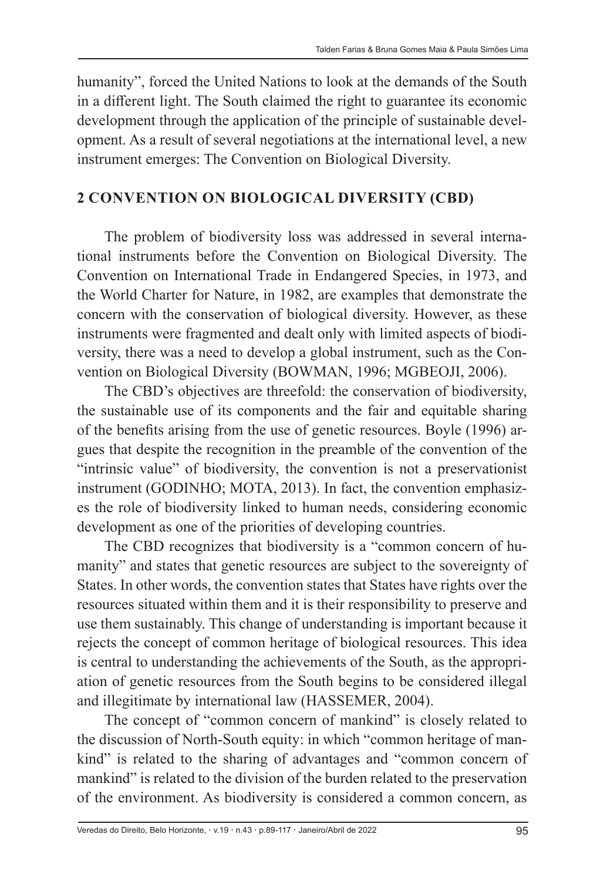humanity", forced the United Nations to look at the demands of the South in a different light. The South claimed the right to guarantee its economic development through the application of the principle of sustainable development. As a result of several negotiations at the international level, a new instrument emerges: The Convention on Biological Diversity.

## 2 CONVENTION ON BIOLOGICAL DIVERSITY (CBD)

The problem of biodiversity loss was addressed in several international instruments before the Convention on Biological Diversity. The Convention on International Trade in Endangered Species, in 1973, and the World Charter for Nature, in 1982, are examples that demonstrate the concern with the conservation of biological diversity. However, as these instruments were fragmented and dealt only with limited aspects of biodiversity, there was a need to develop a global instrument, such as the Convention on Biological Diversity (BOWMAN, 1996; MGBEOJI, 2006).

The CBD's objectives are threefold: the conservation of biodiversity, the sustainable use of its components and the fair and equitable sharing of the benefits arising from the use of genetic resources. Boyle (1996) argues that despite the recognition in the preamble of the convention of the "intrinsic value" of biodiversity, the convention is not a preservationist instrument (GODINHO; MOTA, 2013). In fact, the convention emphasizes the role of biodiversity linked to human needs, considering economic development as one of the priorities of developing countries.

The CBD recognizes that biodiversity is a "common concern of humanity" and states that genetic resources are subject to the sovereignty of States. In other words, the convention states that States have rights over the resources situated within them and it is their responsibility to preserve and use them sustainably. This change of understanding is important because it rejects the concept of common heritage of biological resources. This idea is central to understanding the achievements of the South, as the appropriation of genetic resources from the South begins to be considered illegal and illegitimate by international law (HASSEMER, 2004).

The concept of "common concern of mankind" is closely related to the discussion of North-South equity: in which "common heritage of mankind" is related to the sharing of advantages and "common concern of mankind" is related to the division of the burden related to the preservation of the environment. As biodiversity is considered a common concern, as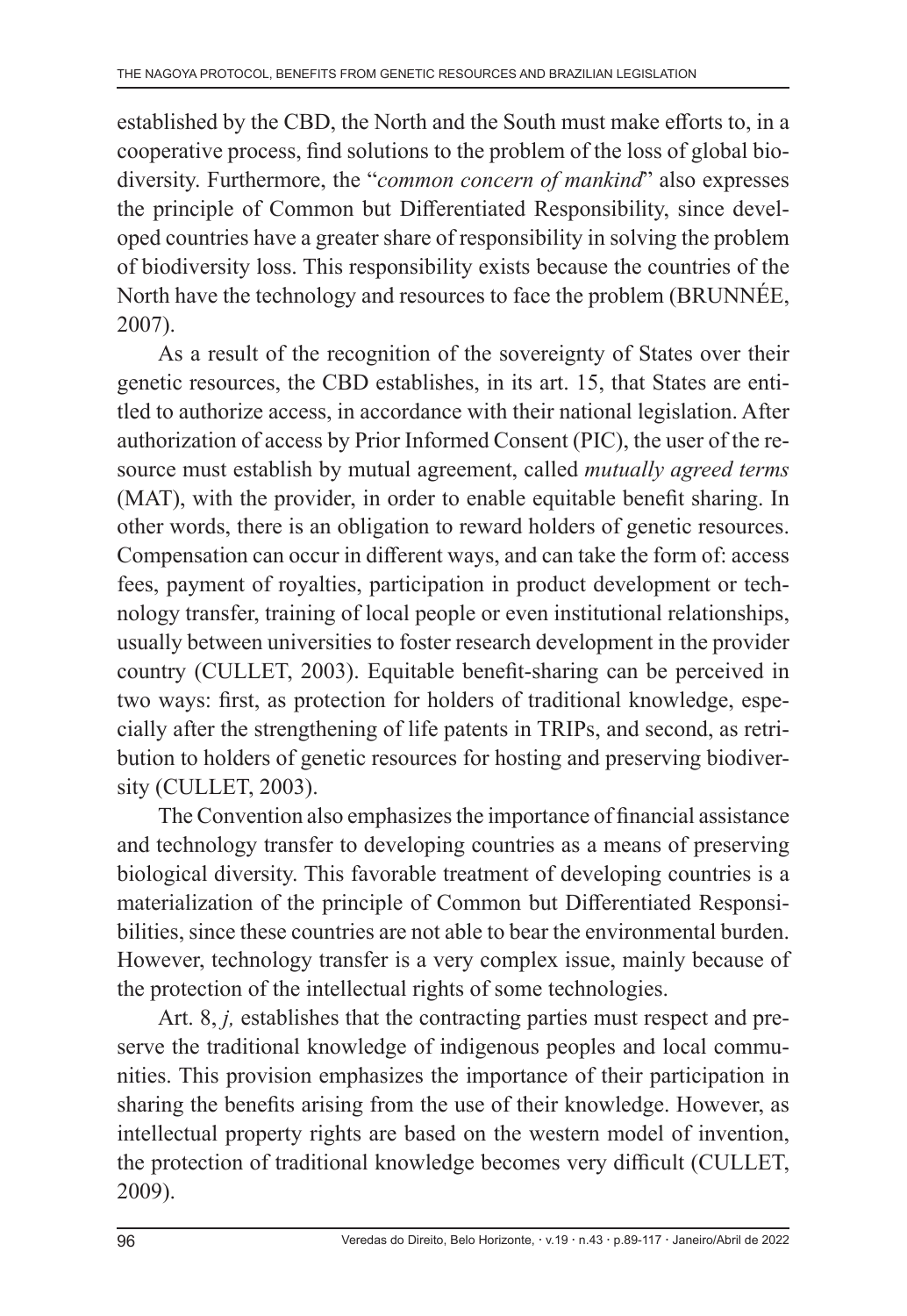established by the CBD, the North and the South must make efforts to, in a cooperative process, find solutions to the problem of the loss of global biodiversity. Furthermore, the "*common concern of mankind*" also expresses the principle of Common but Differentiated Responsibility, since developed countries have a greater share of responsibility in solving the problem of biodiversity loss. This responsibility exists because the countries of the North have the technology and resources to face the problem (BRUNNÉE, 2007).

As a result of the recognition of the sovereignty of States over their genetic resources, the CBD establishes, in its art. 15, that States are entitled to authorize access, in accordance with their national legislation. After authorization of access by Prior Informed Consent (PIC), the user of the resource must establish by mutual agreement, called *mutually agreed terms* (MAT), with the provider, in order to enable equitable benefit sharing. In other words, there is an obligation to reward holders of genetic resources. Compensation can occur in different ways, and can take the form of: access fees, payment of royalties, participation in product development or technology transfer, training of local people or even institutional relationships, usually between universities to foster research development in the provider country (CULLET, 2003). Equitable benefit-sharing can be perceived in two ways: first, as protection for holders of traditional knowledge, especially after the strengthening of life patents in TRIPs, and second, as retribution to holders of genetic resources for hosting and preserving biodiversity (CULLET, 2003).

The Convention also emphasizes the importance of financial assistance and technology transfer to developing countries as a means of preserving biological diversity. This favorable treatment of developing countries is a materialization of the principle of Common but Differentiated Responsibilities, since these countries are not able to bear the environmental burden. However, technology transfer is a very complex issue, mainly because of the protection of the intellectual rights of some technologies.

Art. 8, *j,* establishes that the contracting parties must respect and preserve the traditional knowledge of indigenous peoples and local communities. This provision emphasizes the importance of their participation in sharing the benefits arising from the use of their knowledge. However, as intellectual property rights are based on the western model of invention, the protection of traditional knowledge becomes very difficult (CULLET, 2009).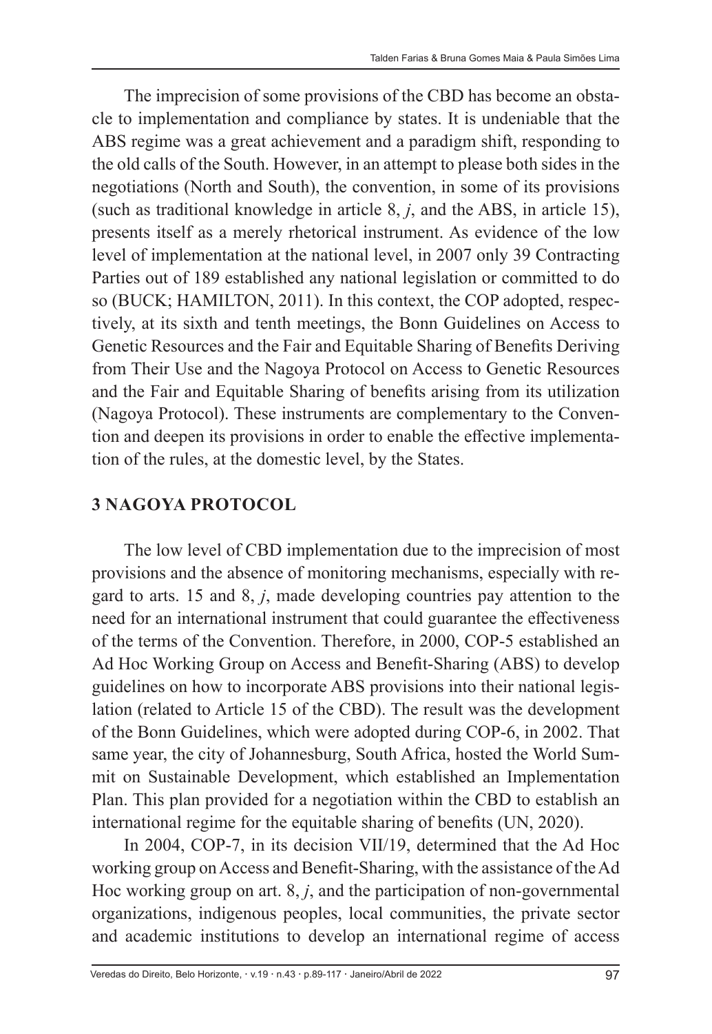The imprecision of some provisions of the CBD has become an obstacle to implementation and compliance by states. It is undeniable that the ABS regime was a great achievement and a paradigm shift, responding to the old calls of the South. However, in an attempt to please both sides in the negotiations (North and South), the convention, in some of its provisions (such as traditional knowledge in article 8, *j*, and the ABS, in article 15), presents itself as a merely rhetorical instrument. As evidence of the low level of implementation at the national level, in 2007 only 39 Contracting Parties out of 189 established any national legislation or committed to do so (BUCK; HAMILTON, 2011). In this context, the COP adopted, respectively, at its sixth and tenth meetings, the Bonn Guidelines on Access to Genetic Resources and the Fair and Equitable Sharing of Benefits Deriving from Their Use and the Nagoya Protocol on Access to Genetic Resources and the Fair and Equitable Sharing of benefits arising from its utilization (Nagoya Protocol). These instruments are complementary to the Convention and deepen its provisions in order to enable the effective implementation of the rules, at the domestic level, by the States.

## 3 NAGOYA PROTOCOL

The low level of CBD implementation due to the imprecision of most provisions and the absence of monitoring mechanisms, especially with regard to arts. 15 and 8, *j*, made developing countries pay attention to the need for an international instrument that could guarantee the effectiveness of the terms of the Convention. Therefore, in 2000, COP-5 established an Ad Hoc Working Group on Access and Benefit-Sharing (ABS) to develop guidelines on how to incorporate ABS provisions into their national legislation (related to Article 15 of the CBD). The result was the development of the Bonn Guidelines, which were adopted during COP-6, in 2002. That same year, the city of Johannesburg, South Africa, hosted the World Summit on Sustainable Development, which established an Implementation Plan. This plan provided for a negotiation within the CBD to establish an international regime for the equitable sharing of benefits (UN, 2020).

In 2004, COP-7, in its decision VII/19, determined that the Ad Hoc working group on Access and Benefit-Sharing, with the assistance of the Ad Hoc working group on art. 8, *j*, and the participation of non-governmental organizations, indigenous peoples, local communities, the private sector and academic institutions to develop an international regime of access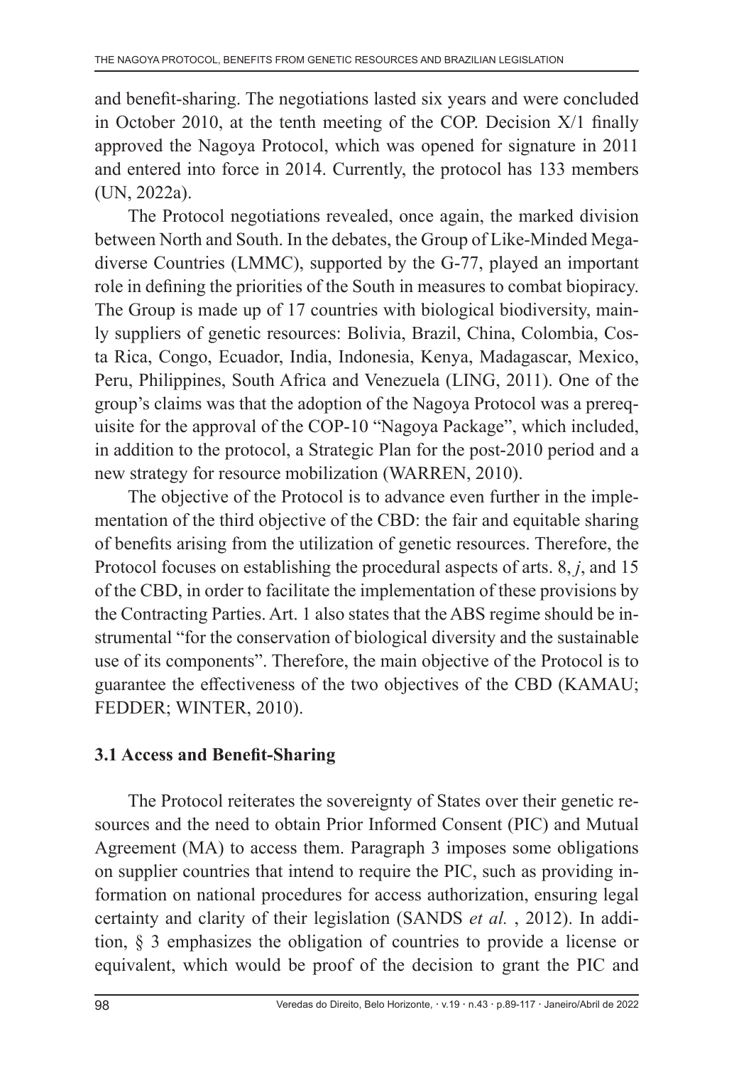and benefit-sharing. The negotiations lasted six years and were concluded in October 2010, at the tenth meeting of the COP. Decision X/1 finally approved the Nagoya Protocol, which was opened for signature in 2011 and entered into force in 2014. Currently, the protocol has 133 members (UN, 2022a).

The Protocol negotiations revealed, once again, the marked division between North and South. In the debates, the Group of Like-Minded Megadiverse Countries (LMMC), supported by the G-77, played an important role in defining the priorities of the South in measures to combat biopiracy. The Group is made up of 17 countries with biological biodiversity, mainly suppliers of genetic resources: Bolivia, Brazil, China, Colombia, Costa Rica, Congo, Ecuador, India, Indonesia, Kenya, Madagascar, Mexico, Peru, Philippines, South Africa and Venezuela (LING, 2011). One of the group's claims was that the adoption of the Nagoya Protocol was a prerequisite for the approval of the COP-10 "Nagoya Package", which included, in addition to the protocol, a Strategic Plan for the post-2010 period and a new strategy for resource mobilization (WARREN, 2010).

The objective of the Protocol is to advance even further in the implementation of the third objective of the CBD: the fair and equitable sharing of benefits arising from the utilization of genetic resources. Therefore, the Protocol focuses on establishing the procedural aspects of arts. 8, *j*, and 15 of the CBD, in order to facilitate the implementation of these provisions by the Contracting Parties. Art. 1 also states that the ABS regime should be instrumental "for the conservation of biological diversity and the sustainable use of its components". Therefore, the main objective of the Protocol is to guarantee the effectiveness of the two objectives of the CBD (KAMAU; FEDDER; WINTER, 2010).

### 3.1 Access and Benefit-Sharing

The Protocol reiterates the sovereignty of States over their genetic resources and the need to obtain Prior Informed Consent (PIC) and Mutual Agreement (MA) to access them. Paragraph 3 imposes some obligations on supplier countries that intend to require the PIC, such as providing information on national procedures for access authorization, ensuring legal certainty and clarity of their legislation (SANDS *et al.* , 2012). In addition, § 3 emphasizes the obligation of countries to provide a license or equivalent, which would be proof of the decision to grant the PIC and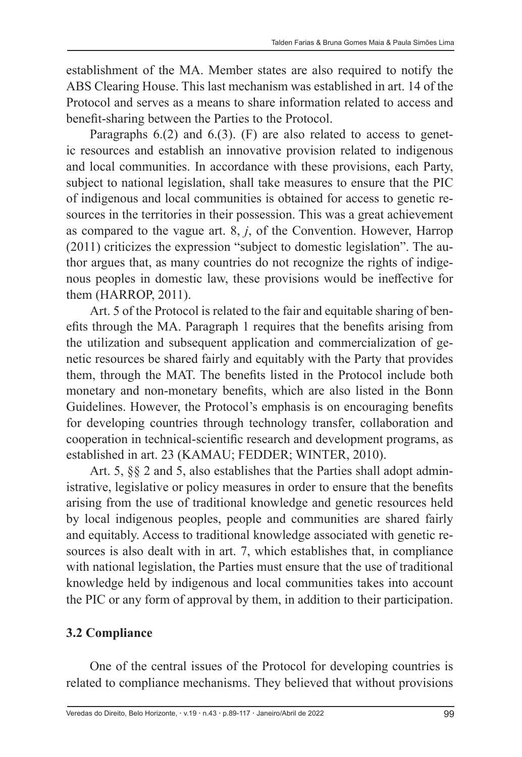establishment of the MA. Member states are also required to notify the ABS Clearing House. This last mechanism was established in art. 14 of the Protocol and serves as a means to share information related to access and benefit-sharing between the Parties to the Protocol.

Paragraphs 6.(2) and 6.(3). (F) are also related to access to genetic resources and establish an innovative provision related to indigenous and local communities. In accordance with these provisions, each Party, subject to national legislation, shall take measures to ensure that the PIC of indigenous and local communities is obtained for access to genetic resources in the territories in their possession. This was a great achievement as compared to the vague art. 8, *j*, of the Convention. However, Harrop (2011) criticizes the expression "subject to domestic legislation". The author argues that, as many countries do not recognize the rights of indigenous peoples in domestic law, these provisions would be ineffective for them (HARROP, 2011).

Art. 5 of the Protocol is related to the fair and equitable sharing of benefits through the MA. Paragraph 1 requires that the benefits arising from the utilization and subsequent application and commercialization of genetic resources be shared fairly and equitably with the Party that provides them, through the MAT. The benefits listed in the Protocol include both monetary and non-monetary benefits, which are also listed in the Bonn Guidelines. However, the Protocol's emphasis is on encouraging benefits for developing countries through technology transfer, collaboration and cooperation in technical-scientific research and development programs, as established in art. 23 (KAMAU; FEDDER; WINTER, 2010).

Art. 5, §§ 2 and 5, also establishes that the Parties shall adopt administrative, legislative or policy measures in order to ensure that the benefits arising from the use of traditional knowledge and genetic resources held by local indigenous peoples, people and communities are shared fairly and equitably. Access to traditional knowledge associated with genetic resources is also dealt with in art. 7, which establishes that, in compliance with national legislation, the Parties must ensure that the use of traditional knowledge held by indigenous and local communities takes into account the PIC or any form of approval by them, in addition to their participation.

### 3.2 Compliance

One of the central issues of the Protocol for developing countries is related to compliance mechanisms. They believed that without provisions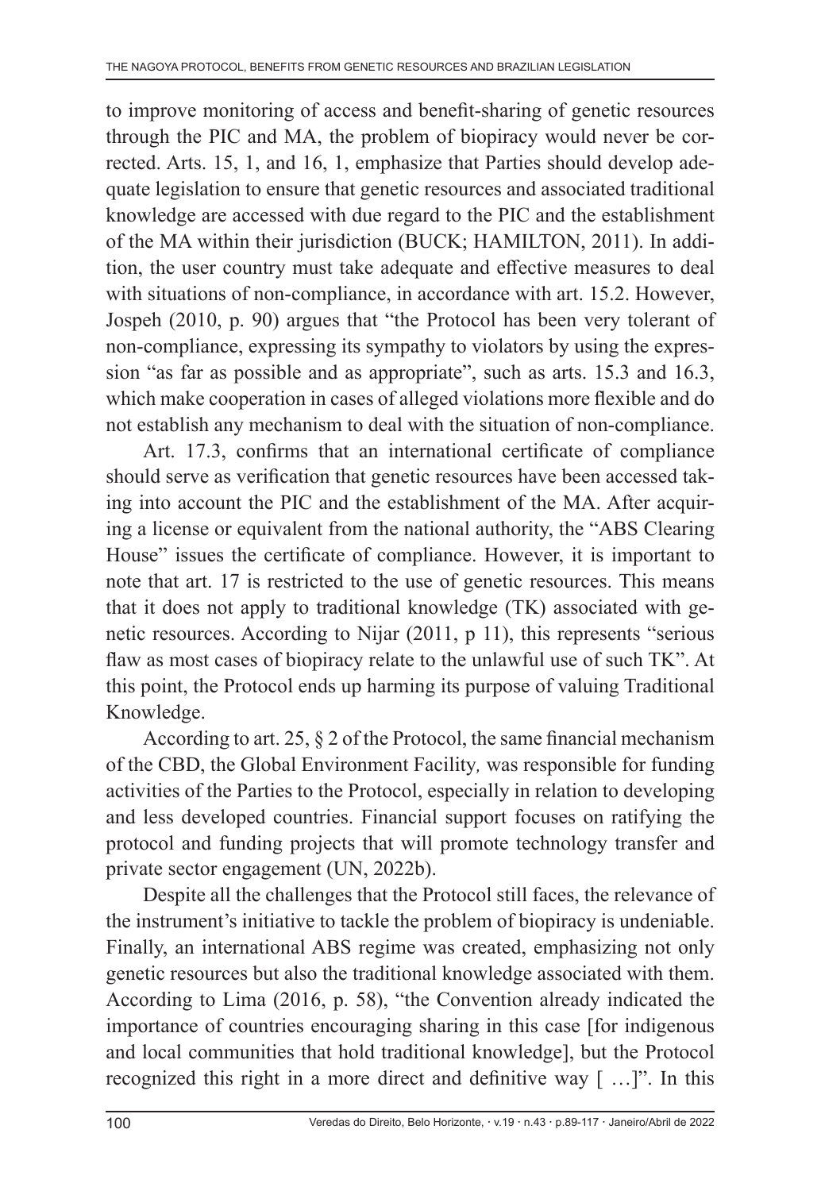to improve monitoring of access and benefit-sharing of genetic resources through the PIC and MA, the problem of biopiracy would never be corrected. Arts. 15, 1, and 16, 1, emphasize that Parties should develop adequate legislation to ensure that genetic resources and associated traditional knowledge are accessed with due regard to the PIC and the establishment of the MA within their jurisdiction (BUCK; HAMILTON, 2011). In addition, the user country must take adequate and effective measures to deal with situations of non-compliance, in accordance with art. 15.2. However, Jospeh (2010, p. 90) argues that "the Protocol has been very tolerant of non-compliance, expressing its sympathy to violators by using the expression "as far as possible and as appropriate", such as arts. 15.3 and 16.3, which make cooperation in cases of alleged violations more flexible and do not establish any mechanism to deal with the situation of non-compliance.

Art. 17.3, confirms that an international certificate of compliance should serve as verification that genetic resources have been accessed taking into account the PIC and the establishment of the MA. After acquiring a license or equivalent from the national authority, the "ABS Clearing House" issues the certificate of compliance. However, it is important to note that art. 17 is restricted to the use of genetic resources. This means that it does not apply to traditional knowledge (TK) associated with genetic resources. According to Nijar (2011, p 11), this represents "serious flaw as most cases of biopiracy relate to the unlawful use of such TK". At this point, the Protocol ends up harming its purpose of valuing Traditional Knowledge.

According to art. 25, § 2 of the Protocol, the same financial mechanism of the CBD, the Global Environment Facility*,* was responsible for funding activities of the Parties to the Protocol, especially in relation to developing and less developed countries. Financial support focuses on ratifying the protocol and funding projects that will promote technology transfer and private sector engagement (UN, 2022b).

Despite all the challenges that the Protocol still faces, the relevance of the instrument's initiative to tackle the problem of biopiracy is undeniable. Finally, an international ABS regime was created, emphasizing not only genetic resources but also the traditional knowledge associated with them. According to Lima (2016, p. 58), "the Convention already indicated the importance of countries encouraging sharing in this case [for indigenous and local communities that hold traditional knowledge], but the Protocol recognized this right in a more direct and definitive way [ …]". In this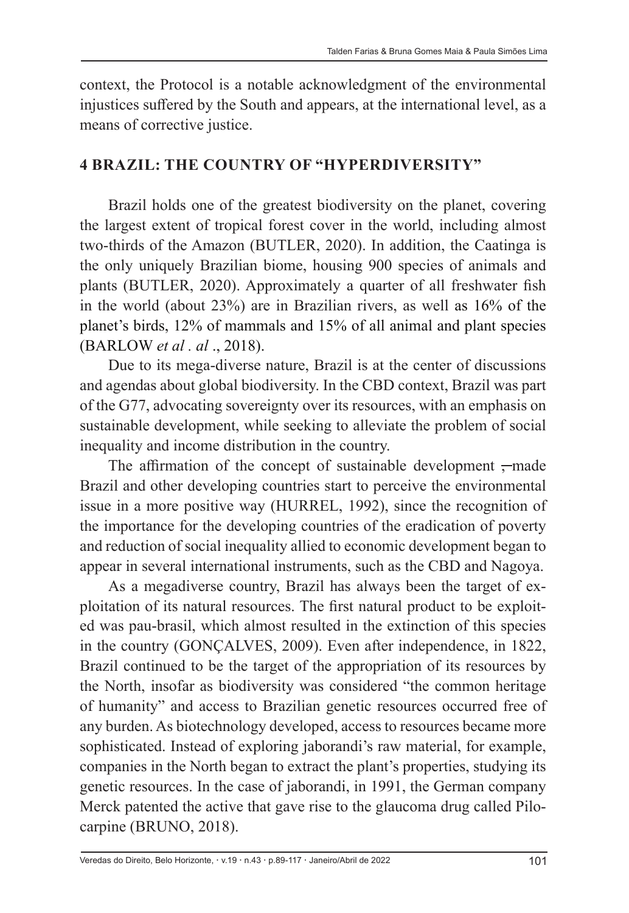context, the Protocol is a notable acknowledgment of the environmental injustices suffered by the South and appears, at the international level, as a means of corrective justice.

## 4 BRAZIL: THE COUNTRY OF "HYPERDIVERSITY"

Brazil holds one of the greatest biodiversity on the planet, covering the largest extent of tropical forest cover in the world, including almost two-thirds of the Amazon (BUTLER, 2020). In addition, the Caatinga is the only uniquely Brazilian biome, housing 900 species of animals and plants (BUTLER, 2020). Approximately a quarter of all freshwater fish in the world (about 23%) are in Brazilian rivers, as well as 16% of the planet's birds, 12% of mammals and 15% of all animal and plant species (BARLOW *et al . al* ., 2018).

Due to its mega-diverse nature, Brazil is at the center of discussions and agendas about global biodiversity. In the CBD context, Brazil was part of the G77, advocating sovereignty over its resources, with an emphasis on sustainable development, while seeking to alleviate the problem of social inequality and income distribution in the country.

The affirmation of the concept of sustainable development ,–made Brazil and other developing countries start to perceive the environmental issue in a more positive way (HURREL, 1992), since the recognition of the importance for the developing countries of the eradication of poverty and reduction of social inequality allied to economic development began to appear in several international instruments, such as the CBD and Nagoya.

As a megadiverse country, Brazil has always been the target of exploitation of its natural resources. The first natural product to be exploited was pau-brasil, which almost resulted in the extinction of this species in the country (GONÇALVES, 2009). Even after independence, in 1822, Brazil continued to be the target of the appropriation of its resources by the North, insofar as biodiversity was considered "the common heritage of humanity" and access to Brazilian genetic resources occurred free of any burden. As biotechnology developed, access to resources became more sophisticated. Instead of exploring jaborandi's raw material, for example, companies in the North began to extract the plant's properties, studying its genetic resources. In the case of jaborandi, in 1991, the German company Merck patented the active that gave rise to the glaucoma drug called Pilocarpine (BRUNO, 2018).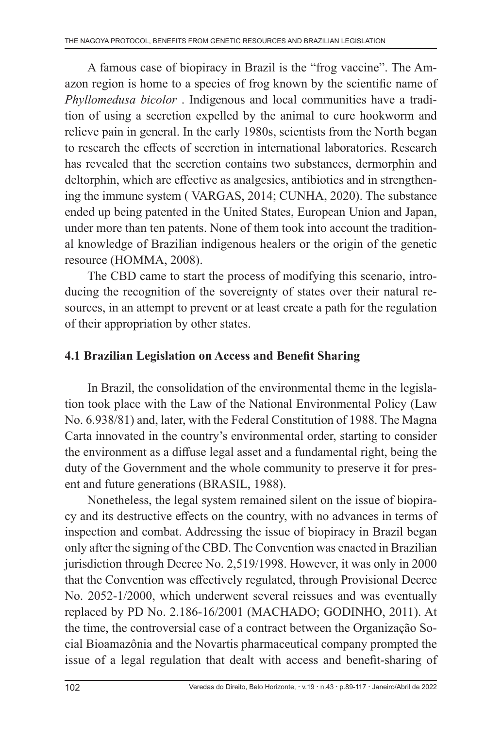A famous case of biopiracy in Brazil is the "frog vaccine". The Amazon region is home to a species of frog known by the scientific name of *Phyllomedusa bicolor* . Indigenous and local communities have a tradition of using a secretion expelled by the animal to cure hookworm and relieve pain in general. In the early 1980s, scientists from the North began to research the effects of secretion in international laboratories. Research has revealed that the secretion contains two substances, dermorphin and deltorphin, which are effective as analgesics, antibiotics and in strengthening the immune system ( VARGAS, 2014; CUNHA, 2020). The substance ended up being patented in the United States, European Union and Japan, under more than ten patents. None of them took into account the traditional knowledge of Brazilian indigenous healers or the origin of the genetic resource (HOMMA, 2008).

The CBD came to start the process of modifying this scenario, introducing the recognition of the sovereignty of states over their natural resources, in an attempt to prevent or at least create a path for the regulation of their appropriation by other states.

## 4.1 Brazilian Legislation on Access and Benefit Sharing

In Brazil, the consolidation of the environmental theme in the legislation took place with the Law of the National Environmental Policy (Law No. 6.938/81) and, later, with the Federal Constitution of 1988. The Magna Carta innovated in the country's environmental order, starting to consider the environment as a diffuse legal asset and a fundamental right, being the duty of the Government and the whole community to preserve it for present and future generations (BRASIL, 1988).

Nonetheless, the legal system remained silent on the issue of biopiracy and its destructive effects on the country, with no advances in terms of inspection and combat. Addressing the issue of biopiracy in Brazil began only after the signing of the CBD. The Convention was enacted in Brazilian jurisdiction through Decree No. 2,519/1998. However, it was only in 2000 that the Convention was effectively regulated, through Provisional Decree No. 2052-1/2000, which underwent several reissues and was eventually replaced by PD No. 2.186-16/2001 (MACHADO; GODINHO, 2011). At the time, the controversial case of a contract between the Organização Social Bioamazônia and the Novartis pharmaceutical company prompted the issue of a legal regulation that dealt with access and benefit-sharing of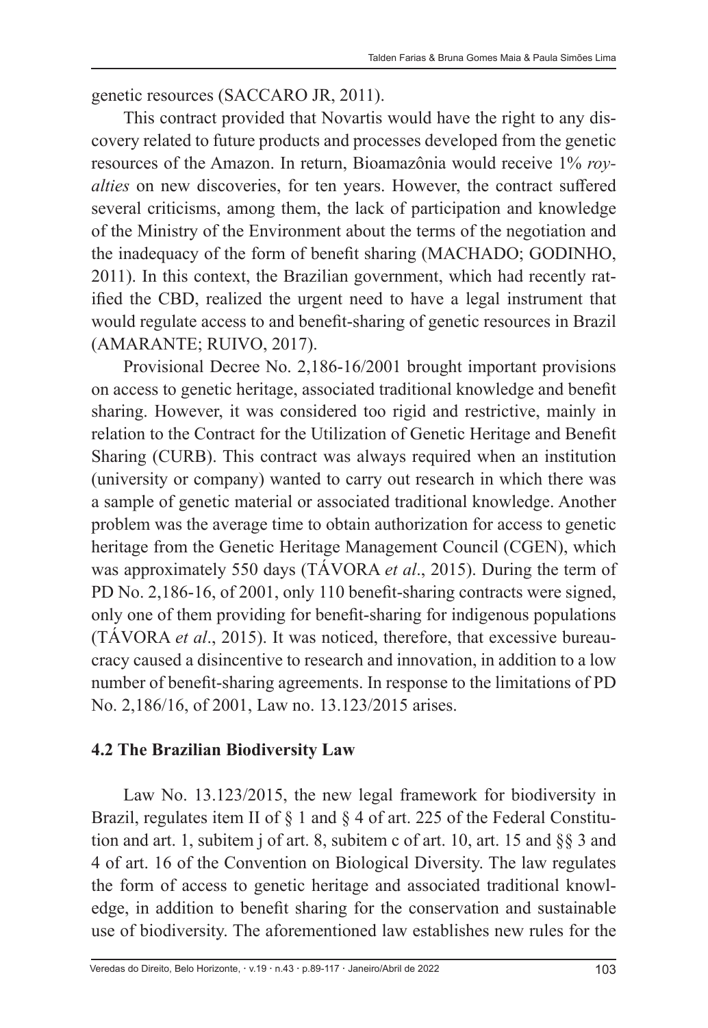genetic resources (SACCARO JR, 2011).

This contract provided that Novartis would have the right to any discovery related to future products and processes developed from the genetic resources of the Amazon. In return, Bioamazônia would receive 1% *royalties* on new discoveries, for ten years. However, the contract suffered several criticisms, among them, the lack of participation and knowledge of the Ministry of the Environment about the terms of the negotiation and the inadequacy of the form of benefit sharing (MACHADO; GODINHO, 2011). In this context, the Brazilian government, which had recently ratified the CBD, realized the urgent need to have a legal instrument that would regulate access to and benefit-sharing of genetic resources in Brazil (AMARANTE; RUIVO, 2017).

Provisional Decree No. 2,186-16/2001 brought important provisions on access to genetic heritage, associated traditional knowledge and benefit sharing. However, it was considered too rigid and restrictive, mainly in relation to the Contract for the Utilization of Genetic Heritage and Benefit Sharing (CURB). This contract was always required when an institution (university or company) wanted to carry out research in which there was a sample of genetic material or associated traditional knowledge. Another problem was the average time to obtain authorization for access to genetic heritage from the Genetic Heritage Management Council (CGEN), which was approximately 550 days (TÁVORA *et al*., 2015). During the term of PD No. 2,186-16, of 2001, only 110 benefit-sharing contracts were signed, only one of them providing for benefit-sharing for indigenous populations (TÁVORA *et al*., 2015). It was noticed, therefore, that excessive bureaucracy caused a disincentive to research and innovation, in addition to a low number of benefit-sharing agreements. In response to the limitations of PD No. 2,186/16, of 2001, Law no. 13.123/2015 arises.

### 4.2 The Brazilian Biodiversity Law

Law No. 13.123/2015, the new legal framework for biodiversity in Brazil, regulates item II of § 1 and § 4 of art. 225 of the Federal Constitution and art. 1, subitem j of art. 8, subitem c of art. 10, art. 15 and §§ 3 and 4 of art. 16 of the Convention on Biological Diversity. The law regulates the form of access to genetic heritage and associated traditional knowledge, in addition to benefit sharing for the conservation and sustainable use of biodiversity. The aforementioned law establishes new rules for the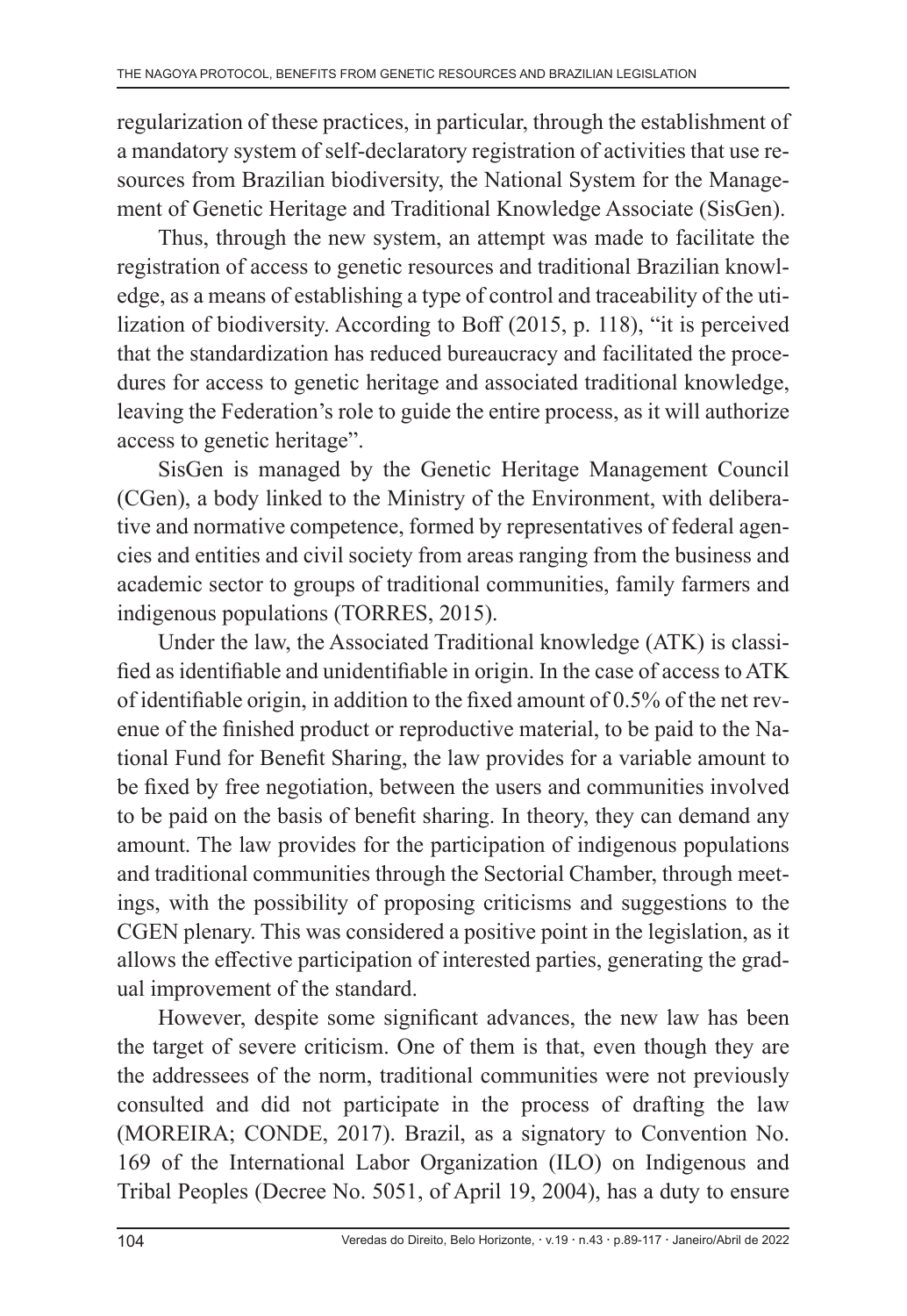regularization of these practices, in particular, through the establishment of a mandatory system of self-declaratory registration of activities that use resources from Brazilian biodiversity, the National System for the Management of Genetic Heritage and Traditional Knowledge Associate (SisGen).

Thus, through the new system, an attempt was made to facilitate the registration of access to genetic resources and traditional Brazilian knowledge, as a means of establishing a type of control and traceability of the utilization of biodiversity. According to Boff (2015, p. 118), "it is perceived that the standardization has reduced bureaucracy and facilitated the procedures for access to genetic heritage and associated traditional knowledge, leaving the Federation's role to guide the entire process, as it will authorize access to genetic heritage".

SisGen is managed by the Genetic Heritage Management Council (CGen), a body linked to the Ministry of the Environment, with deliberative and normative competence, formed by representatives of federal agencies and entities and civil society from areas ranging from the business and academic sector to groups of traditional communities, family farmers and indigenous populations (TORRES, 2015).

Under the law, the Associated Traditional knowledge (ATK) is classified as identifiable and unidentifiable in origin. In the case of access to ATK of identifiable origin, in addition to the fixed amount of 0.5% of the net revenue of the finished product or reproductive material, to be paid to the National Fund for Benefit Sharing, the law provides for a variable amount to be fixed by free negotiation, between the users and communities involved to be paid on the basis of benefit sharing. In theory, they can demand any amount. The law provides for the participation of indigenous populations and traditional communities through the Sectorial Chamber, through meetings, with the possibility of proposing criticisms and suggestions to the CGEN plenary. This was considered a positive point in the legislation, as it allows the effective participation of interested parties, generating the gradual improvement of the standard.

However, despite some significant advances, the new law has been the target of severe criticism. One of them is that, even though they are the addressees of the norm, traditional communities were not previously consulted and did not participate in the process of drafting the law (MOREIRA; CONDE, 2017). Brazil, as a signatory to Convention No. 169 of the International Labor Organization (ILO) on Indigenous and Tribal Peoples (Decree No. 5051, of April 19, 2004), has a duty to ensure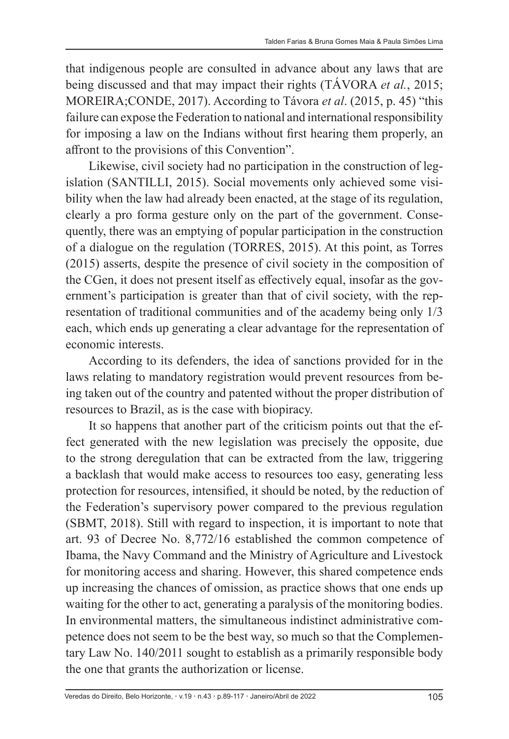that indigenous people are consulted in advance about any laws that are being discussed and that may impact their rights (TÁVORA *et al.*, 2015; MOREIRA;CONDE, 2017). According to Távora *et al*. (2015, p. 45) "this failure can expose the Federation to national and international responsibility for imposing a law on the Indians without first hearing them properly, an affront to the provisions of this Convention".

Likewise, civil society had no participation in the construction of legislation (SANTILLI, 2015). Social movements only achieved some visibility when the law had already been enacted, at the stage of its regulation, clearly a pro forma gesture only on the part of the government. Consequently, there was an emptying of popular participation in the construction of a dialogue on the regulation (TORRES, 2015). At this point, as Torres (2015) asserts, despite the presence of civil society in the composition of the CGen, it does not present itself as effectively equal, insofar as the government's participation is greater than that of civil society, with the representation of traditional communities and of the academy being only 1/3 each, which ends up generating a clear advantage for the representation of economic interests.

According to its defenders, the idea of sanctions provided for in the laws relating to mandatory registration would prevent resources from being taken out of the country and patented without the proper distribution of resources to Brazil, as is the case with biopiracy.

It so happens that another part of the criticism points out that the effect generated with the new legislation was precisely the opposite, due to the strong deregulation that can be extracted from the law, triggering a backlash that would make access to resources too easy, generating less protection for resources, intensified, it should be noted, by the reduction of the Federation's supervisory power compared to the previous regulation (SBMT, 2018). Still with regard to inspection, it is important to note that art. 93 of Decree No. 8,772/16 established the common competence of Ibama, the Navy Command and the Ministry of Agriculture and Livestock for monitoring access and sharing. However, this shared competence ends up increasing the chances of omission, as practice shows that one ends up waiting for the other to act, generating a paralysis of the monitoring bodies. In environmental matters, the simultaneous indistinct administrative competence does not seem to be the best way, so much so that the Complementary Law No. 140/2011 sought to establish as a primarily responsible body the one that grants the authorization or license.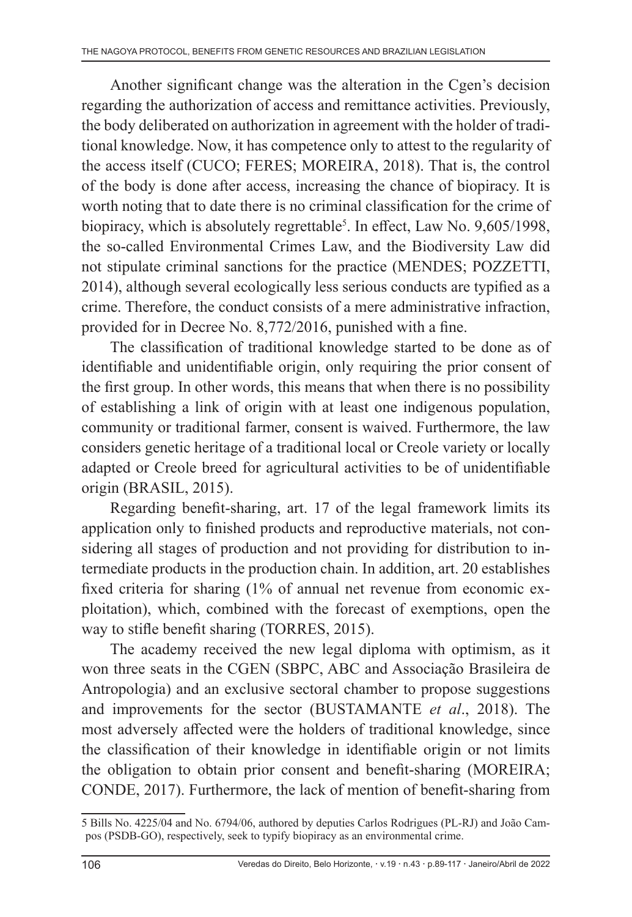Another significant change was the alteration in the Cgen's decision regarding the authorization of access and remittance activities. Previously, the body deliberated on authorization in agreement with the holder of traditional knowledge. Now, it has competence only to attest to the regularity of the access itself (CUCO; FERES; MOREIRA, 2018). That is, the control of the body is done after access, increasing the chance of biopiracy. It is worth noting that to date there is no criminal classification for the crime of biopiracy, which is absolutely regrettable[5]. In effect, Law No. 9,605/1998, the so-called Environmental Crimes Law, and the Biodiversity Law did not stipulate criminal sanctions for the practice (MENDES; POZZETTI, 2014), although several ecologically less serious conducts are typified as a crime. Therefore, the conduct consists of a mere administrative infraction, provided for in Decree No. 8,772/2016, punished with a fine.

The classification of traditional knowledge started to be done as of identifiable and unidentifiable origin, only requiring the prior consent of the first group. In other words, this means that when there is no possibility of establishing a link of origin with at least one indigenous population, community or traditional farmer, consent is waived. Furthermore, the law considers genetic heritage of a traditional local or Creole variety or locally adapted or Creole breed for agricultural activities to be of unidentifiable origin (BRASIL, 2015).

Regarding benefit-sharing, art. 17 of the legal framework limits its application only to finished products and reproductive materials, not considering all stages of production and not providing for distribution to intermediate products in the production chain. In addition, art. 20 establishes fixed criteria for sharing (1% of annual net revenue from economic exploitation), which, combined with the forecast of exemptions, open the way to stifle benefit sharing (TORRES, 2015).

The academy received the new legal diploma with optimism, as it won three seats in the CGEN (SBPC, ABC and Associação Brasileira de Antropologia) and an exclusive sectoral chamber to propose suggestions and improvements for the sector (BUSTAMANTE *et al*., 2018). The most adversely affected were the holders of traditional knowledge, since the classification of their knowledge in identifiable origin or not limits the obligation to obtain prior consent and benefit-sharing (MOREIRA; CONDE, 2017). Furthermore, the lack of mention of benefit-sharing from

---

5 Bills No. 4225/04 and No. 6794/06, authored by deputies Carlos Rodrigues (PL-RJ) and João Campos (PSDB-GO), respectively, seek to typify biopiracy as an environmental crime.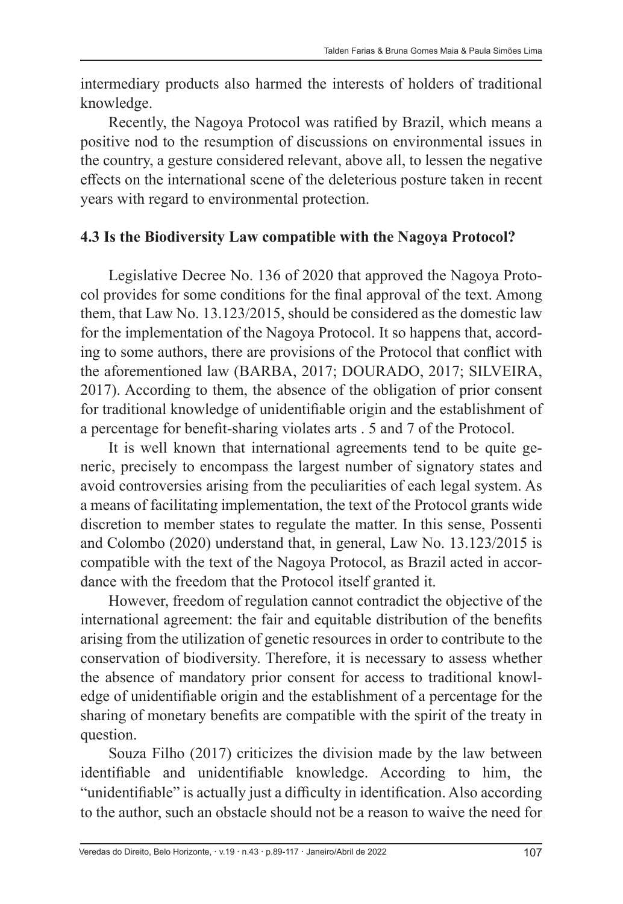intermediary products also harmed the interests of holders of traditional knowledge.

Recently, the Nagoya Protocol was ratified by Brazil, which means a positive nod to the resumption of discussions on environmental issues in the country, a gesture considered relevant, above all, to lessen the negative effects on the international scene of the deleterious posture taken in recent years with regard to environmental protection.

### 4.3 Is the Biodiversity Law compatible with the Nagoya Protocol?

Legislative Decree No. 136 of 2020 that approved the Nagoya Protocol provides for some conditions for the final approval of the text. Among them, that Law No. 13.123/2015, should be considered as the domestic law for the implementation of the Nagoya Protocol. It so happens that, according to some authors, there are provisions of the Protocol that conflict with the aforementioned law (BARBA, 2017; DOURADO, 2017; SILVEIRA, 2017). According to them, the absence of the obligation of prior consent for traditional knowledge of unidentifiable origin and the establishment of a percentage for benefit-sharing violates arts . 5 and 7 of the Protocol.

It is well known that international agreements tend to be quite generic, precisely to encompass the largest number of signatory states and avoid controversies arising from the peculiarities of each legal system. As a means of facilitating implementation, the text of the Protocol grants wide discretion to member states to regulate the matter. In this sense, Possenti and Colombo (2020) understand that, in general, Law No. 13.123/2015 is compatible with the text of the Nagoya Protocol, as Brazil acted in accordance with the freedom that the Protocol itself granted it.

However, freedom of regulation cannot contradict the objective of the international agreement: the fair and equitable distribution of the benefits arising from the utilization of genetic resources in order to contribute to the conservation of biodiversity. Therefore, it is necessary to assess whether the absence of mandatory prior consent for access to traditional knowledge of unidentifiable origin and the establishment of a percentage for the sharing of monetary benefits are compatible with the spirit of the treaty in question.

Souza Filho (2017) criticizes the division made by the law between identifiable and unidentifiable knowledge. According to him, the "unidentifiable" is actually just a difficulty in identification. Also according to the author, such an obstacle should not be a reason to waive the need for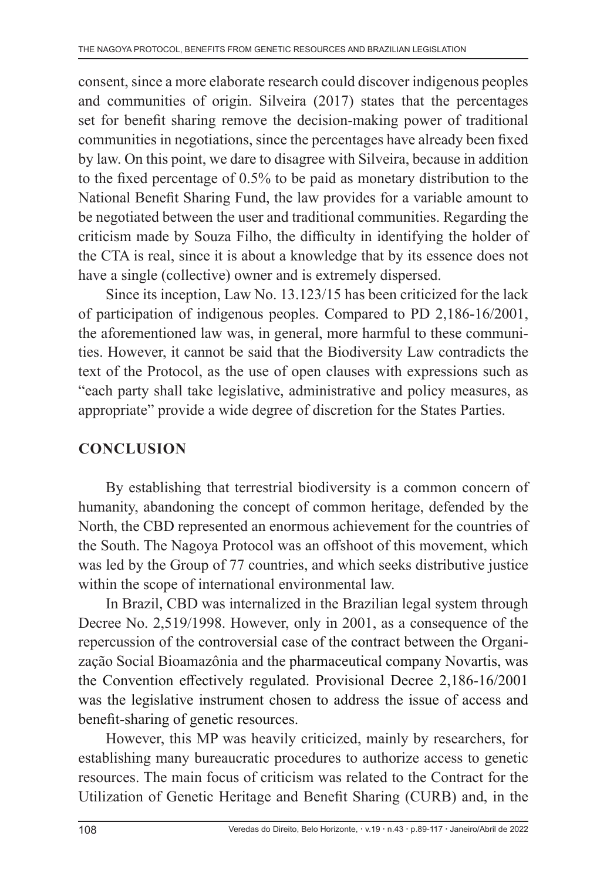consent, since a more elaborate research could discover indigenous peoples and communities of origin. Silveira (2017) states that the percentages set for benefit sharing remove the decision-making power of traditional communities in negotiations, since the percentages have already been fixed by law. On this point, we dare to disagree with Silveira, because in addition to the fixed percentage of 0.5% to be paid as monetary distribution to the National Benefit Sharing Fund, the law provides for a variable amount to be negotiated between the user and traditional communities. Regarding the criticism made by Souza Filho, the difficulty in identifying the holder of the CTA is real, since it is about a knowledge that by its essence does not have a single (collective) owner and is extremely dispersed.

Since its inception, Law No. 13.123/15 has been criticized for the lack of participation of indigenous peoples. Compared to PD 2,186-16/2001, the aforementioned law was, in general, more harmful to these communities. However, it cannot be said that the Biodiversity Law contradicts the text of the Protocol, as the use of open clauses with expressions such as "each party shall take legislative, administrative and policy measures, as appropriate" provide a wide degree of discretion for the States Parties.

## CONCLUSION

By establishing that terrestrial biodiversity is a common concern of humanity, abandoning the concept of common heritage, defended by the North, the CBD represented an enormous achievement for the countries of the South. The Nagoya Protocol was an offshoot of this movement, which was led by the Group of 77 countries, and which seeks distributive justice within the scope of international environmental law.

In Brazil, CBD was internalized in the Brazilian legal system through Decree No. 2,519/1998. However, only in 2001, as a consequence of the repercussion of the controversial case of the contract between the Organização Social Bioamazônia and the pharmaceutical company Novartis, was the Convention effectively regulated. Provisional Decree 2,186-16/2001 was the legislative instrument chosen to address the issue of access and benefit-sharing of genetic resources.

However, this MP was heavily criticized, mainly by researchers, for establishing many bureaucratic procedures to authorize access to genetic resources. The main focus of criticism was related to the Contract for the Utilization of Genetic Heritage and Benefit Sharing (CURB) and, in the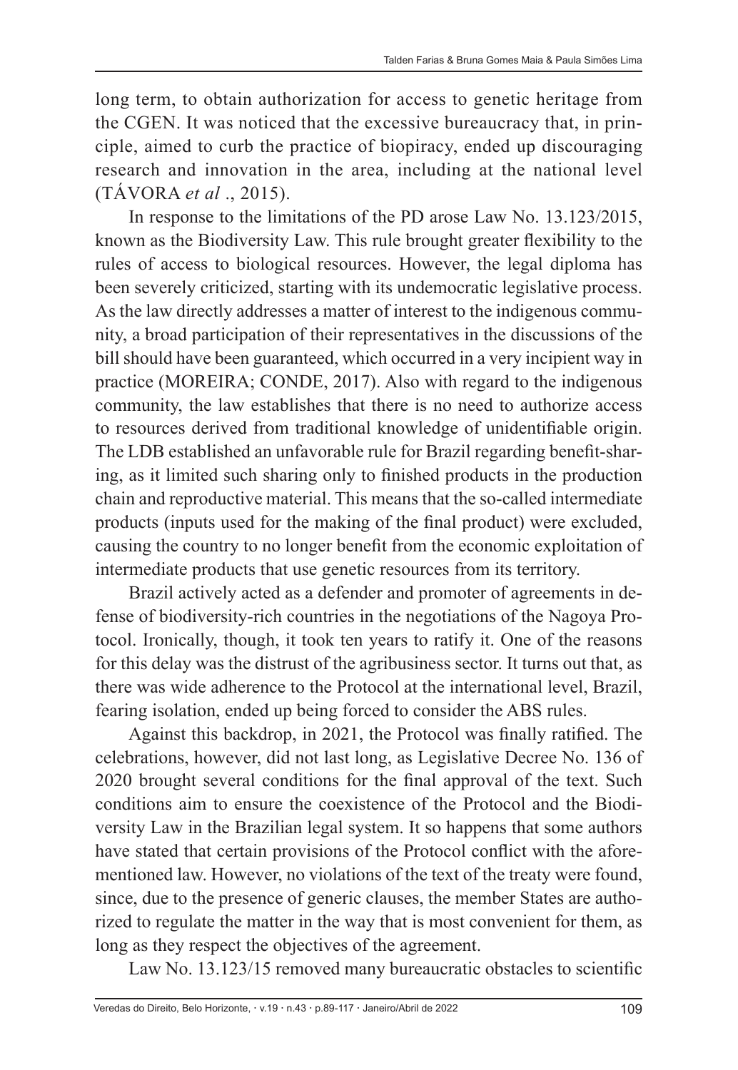long term, to obtain authorization for access to genetic heritage from the CGEN. It was noticed that the excessive bureaucracy that, in principle, aimed to curb the practice of biopiracy, ended up discouraging research and innovation in the area, including at the national level (TÁVORA *et al* ., 2015).

In response to the limitations of the PD arose Law No. 13.123/2015, known as the Biodiversity Law. This rule brought greater flexibility to the rules of access to biological resources. However, the legal diploma has been severely criticized, starting with its undemocratic legislative process. As the law directly addresses a matter of interest to the indigenous community, a broad participation of their representatives in the discussions of the bill should have been guaranteed, which occurred in a very incipient way in practice (MOREIRA; CONDE, 2017). Also with regard to the indigenous community, the law establishes that there is no need to authorize access to resources derived from traditional knowledge of unidentifiable origin. The LDB established an unfavorable rule for Brazil regarding benefit-sharing, as it limited such sharing only to finished products in the production chain and reproductive material. This means that the so-called intermediate products (inputs used for the making of the final product) were excluded, causing the country to no longer benefit from the economic exploitation of intermediate products that use genetic resources from its territory.

Brazil actively acted as a defender and promoter of agreements in defense of biodiversity-rich countries in the negotiations of the Nagoya Protocol. Ironically, though, it took ten years to ratify it. One of the reasons for this delay was the distrust of the agribusiness sector. It turns out that, as there was wide adherence to the Protocol at the international level, Brazil, fearing isolation, ended up being forced to consider the ABS rules.

Against this backdrop, in 2021, the Protocol was finally ratified. The celebrations, however, did not last long, as Legislative Decree No. 136 of 2020 brought several conditions for the final approval of the text. Such conditions aim to ensure the coexistence of the Protocol and the Biodiversity Law in the Brazilian legal system. It so happens that some authors have stated that certain provisions of the Protocol conflict with the aforementioned law. However, no violations of the text of the treaty were found, since, due to the presence of generic clauses, the member States are authorized to regulate the matter in the way that is most convenient for them, as long as they respect the objectives of the agreement.

Law No. 13.123/15 removed many bureaucratic obstacles to scientific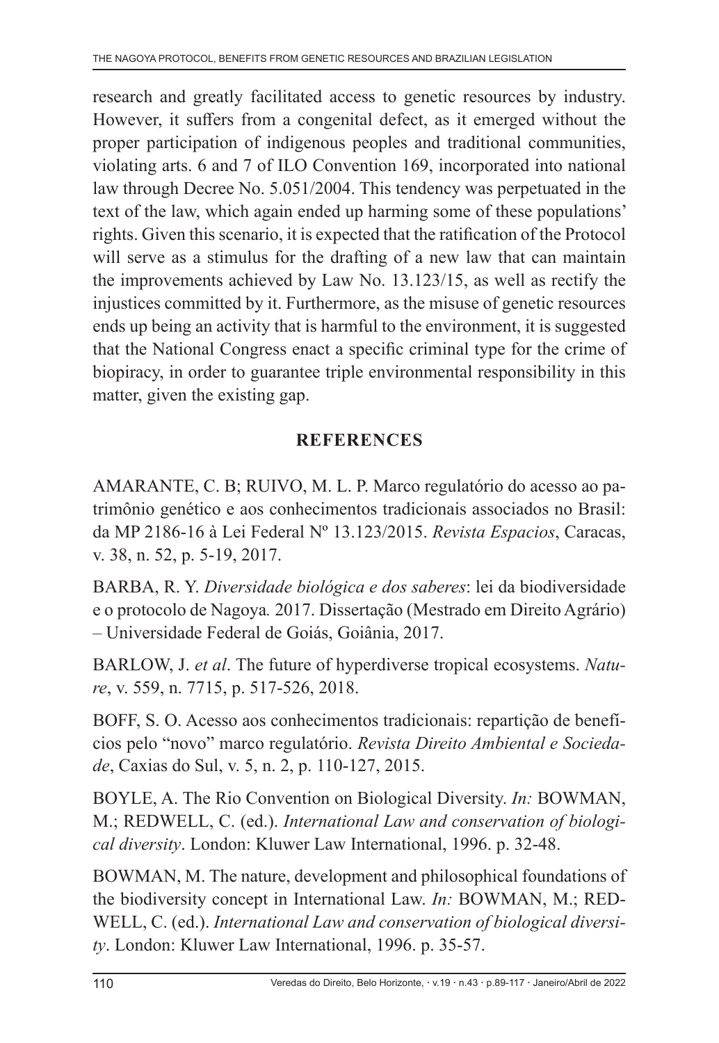research and greatly facilitated access to genetic resources by industry. However, it suffers from a congenital defect, as it emerged without the proper participation of indigenous peoples and traditional communities, violating arts. 6 and 7 of ILO Convention 169, incorporated into national law through Decree No. 5.051/2004. This tendency was perpetuated in the text of the law, which again ended up harming some of these populations' rights. Given this scenario, it is expected that the ratification of the Protocol will serve as a stimulus for the drafting of a new law that can maintain the improvements achieved by Law No. 13.123/15, as well as rectify the injustices committed by it. Furthermore, as the misuse of genetic resources ends up being an activity that is harmful to the environment, it is suggested that the National Congress enact a specific criminal type for the crime of biopiracy, in order to guarantee triple environmental responsibility in this matter, given the existing gap.

## REFERENCES

AMARANTE, C. B; RUIVO, M. L. P. Marco regulatório do acesso ao patrimônio genético e aos conhecimentos tradicionais associados no Brasil: da MP 2186-16 à Lei Federal Nº 13.123/2015. *Revista Espacios*, Caracas, v. 38, n. 52, p. 5-19, 2017.

BARBA, R. Y. *Diversidade biológica e dos saberes*: lei da biodiversidade e o protocolo de Nagoya*.* 2017. Dissertação (Mestrado em Direito Agrário) – Universidade Federal de Goiás, Goiânia, 2017.

BARLOW, J. *et al*. The future of hyperdiverse tropical ecosystems. *Nature*, v. 559, n. 7715, p. 517-526, 2018.

BOFF, S. O. Acesso aos conhecimentos tradicionais: repartição de benefícios pelo "novo" marco regulatório. *Revista Direito Ambiental e Sociedade*, Caxias do Sul, v. 5, n. 2, p. 110-127, 2015.

BOYLE, A. The Rio Convention on Biological Diversity. *In:* BOWMAN, M.; REDWELL, C. (ed.). *International Law and conservation of biological diversity*. London: Kluwer Law International, 1996. p. 32-48.

BOWMAN, M. The nature, development and philosophical foundations of the biodiversity concept in International Law. *In:* BOWMAN, M.; REDWELL, C. (ed.). *International Law and conservation of biological diversity*. London: Kluwer Law International, 1996. p. 35-57.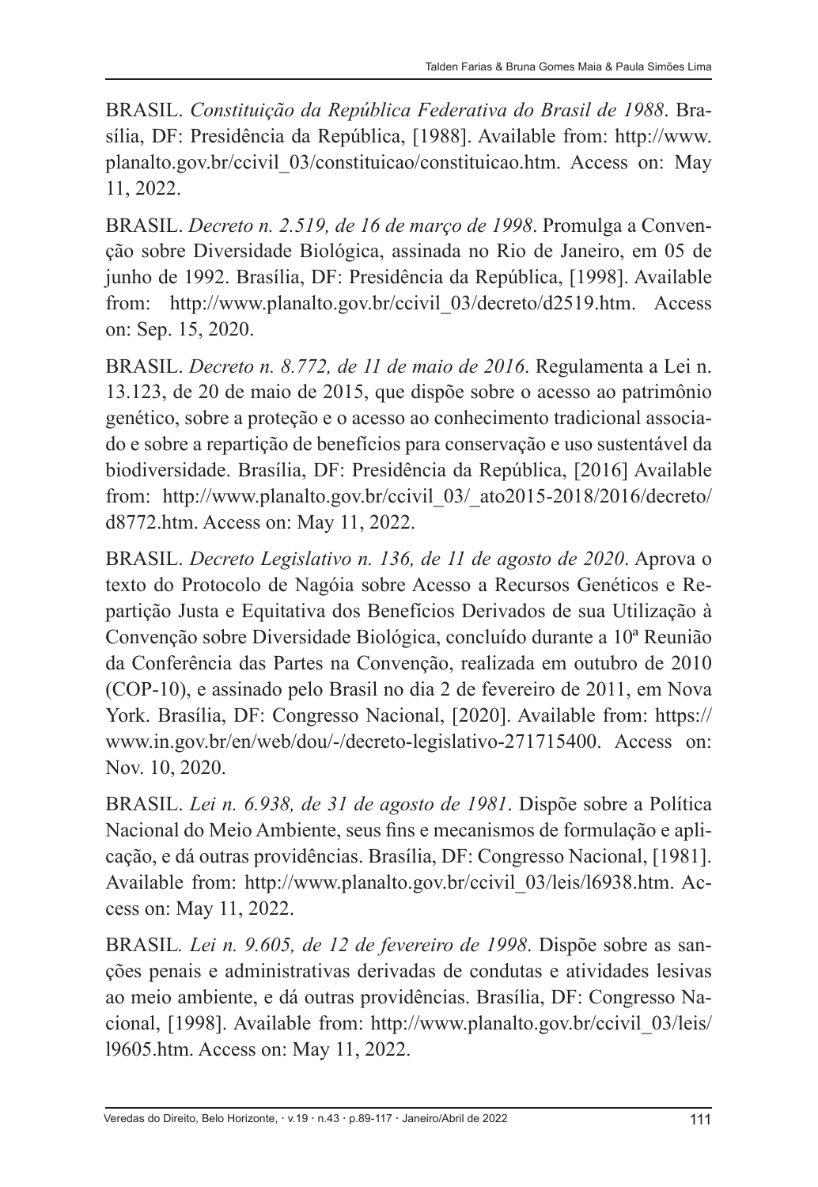BRASIL. *Constituição da República Federativa do Brasil de 1988*. Brasília, DF: Presidência da República, [1988]. Available from: http://www.planalto.gov.br/ccivil_03/constituicao/constituicao.htm. Access on: May 11, 2022.

BRASIL. *Decreto n. 2.519, de 16 de março de 1998*. Promulga a Convenção sobre Diversidade Biológica, assinada no Rio de Janeiro, em 05 de junho de 1992. Brasília, DF: Presidência da República, [1998]. Available from: http://www.planalto.gov.br/ccivil_03/decreto/d2519.htm. Access on: Sep. 15, 2020.

BRASIL. *Decreto n. 8.772, de 11 de maio de 2016*. Regulamenta a Lei n. 13.123, de 20 de maio de 2015, que dispõe sobre o acesso ao patrimônio genético, sobre a proteção e o acesso ao conhecimento tradicional associado e sobre a repartição de benefícios para conservação e uso sustentável da biodiversidade. Brasília, DF: Presidência da República, [2016] Available from: http://www.planalto.gov.br/ccivil_03/_ato2015-2018/2016/decreto/d8772.htm. Access on: May 11, 2022.

BRASIL. *Decreto Legislativo n. 136, de 11 de agosto de 2020*. Aprova o texto do Protocolo de Nagóia sobre Acesso a Recursos Genéticos e Repartição Justa e Equitativa dos Benefícios Derivados de sua Utilização à Convenção sobre Diversidade Biológica, concluído durante a 10ª Reunião da Conferência das Partes na Convenção, realizada em outubro de 2010 (COP-10), e assinado pelo Brasil no dia 2 de fevereiro de 2011, em Nova York. Brasília, DF: Congresso Nacional, [2020]. Available from: https://www.in.gov.br/en/web/dou/-/decreto-legislativo-271715400. Access on: Nov. 10, 2020.

BRASIL. *Lei n. 6.938, de 31 de agosto de 1981*. Dispõe sobre a Política Nacional do Meio Ambiente, seus fins e mecanismos de formulação e aplicação, e dá outras providências. Brasília, DF: Congresso Nacional, [1981]. Available from: http://www.planalto.gov.br/ccivil_03/leis/l6938.htm. Access on: May 11, 2022.

BRASIL. *Lei n. 9.605, de 12 de fevereiro de 1998*. Dispõe sobre as sanções penais e administrativas derivadas de condutas e atividades lesivas ao meio ambiente, e dá outras providências. Brasília, DF: Congresso Nacional, [1998]. Available from: http://www.planalto.gov.br/ccivil_03/leis/l9605.htm. Access on: May 11, 2022.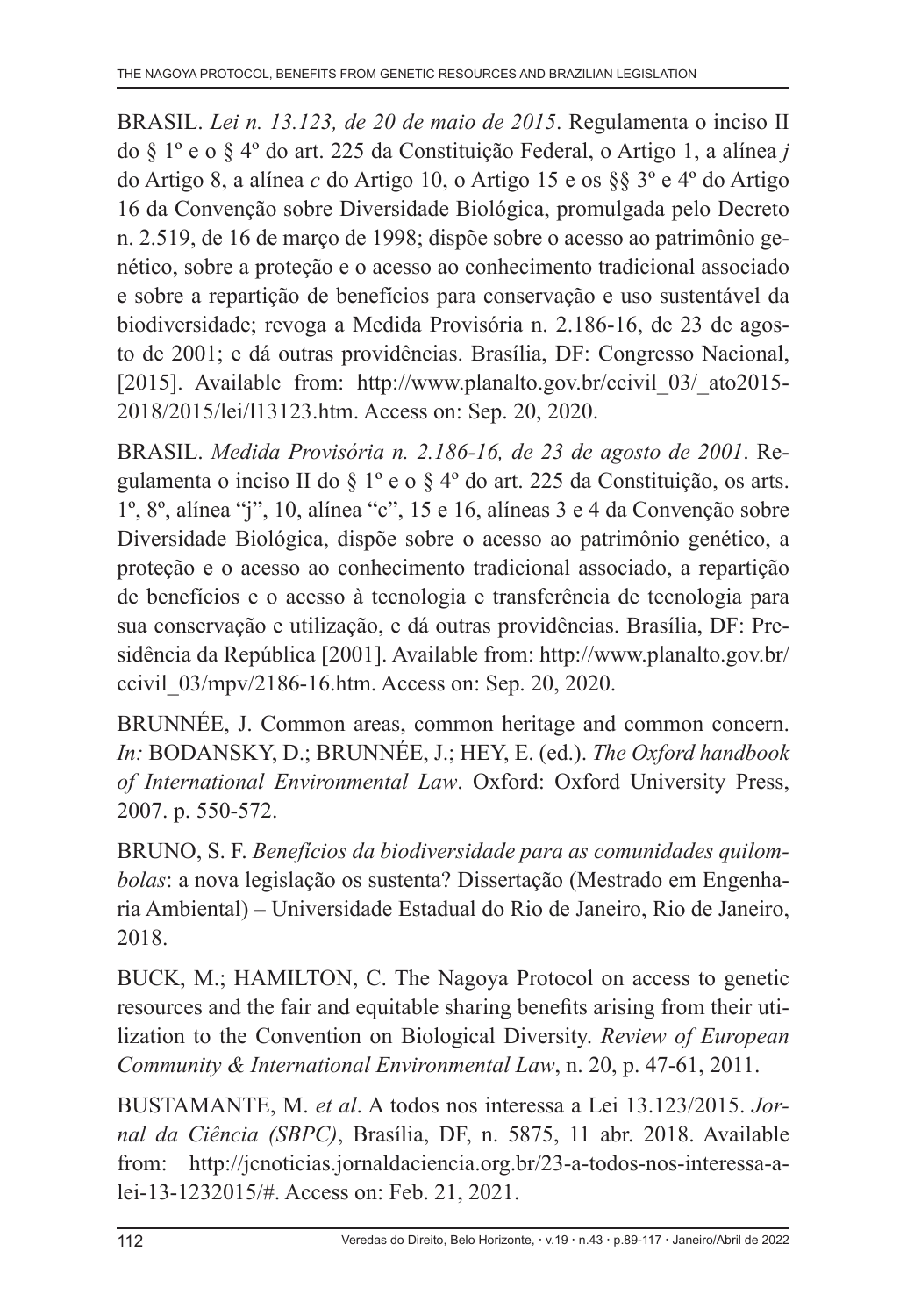BRASIL. *Lei n. 13.123, de 20 de maio de 2015*. Regulamenta o inciso II do § 1º e o § 4º do art. 225 da Constituição Federal, o Artigo 1, a alínea *j* do Artigo 8, a alínea *c* do Artigo 10, o Artigo 15 e os §§ 3º e 4º do Artigo 16 da Convenção sobre Diversidade Biológica, promulgada pelo Decreto n. 2.519, de 16 de março de 1998; dispõe sobre o acesso ao patrimônio genético, sobre a proteção e o acesso ao conhecimento tradicional associado e sobre a repartição de benefícios para conservação e uso sustentável da biodiversidade; revoga a Medida Provisória n. 2.186-16, de 23 de agosto de 2001; e dá outras providências. Brasília, DF: Congresso Nacional, [2015]. Available from: http://www.planalto.gov.br/ccivil_03/_ato2015-2018/2015/lei/l13123.htm. Access on: Sep. 20, 2020.

BRASIL. *Medida Provisória n. 2.186-16, de 23 de agosto de 2001*. Regulamenta o inciso II do § 1º e o § 4º do art. 225 da Constituição, os arts. 1º, 8º, alínea "j", 10, alínea "c", 15 e 16, alíneas 3 e 4 da Convenção sobre Diversidade Biológica, dispõe sobre o acesso ao patrimônio genético, a proteção e o acesso ao conhecimento tradicional associado, a repartição de benefícios e o acesso à tecnologia e transferência de tecnologia para sua conservação e utilização, e dá outras providências. Brasília, DF: Presidência da República [2001]. Available from: http://www.planalto.gov.br/ccivil_03/mpv/2186-16.htm. Access on: Sep. 20, 2020.

BRUNNÉE, J. Common areas, common heritage and common concern. *In:* BODANSKY, D.; BRUNNÉE, J.; HEY, E. (ed.). *The Oxford handbook of International Environmental Law*. Oxford: Oxford University Press, 2007. p. 550-572.

BRUNO, S. F. *Benefícios da biodiversidade para as comunidades quilombolas*: a nova legislação os sustenta? Dissertação (Mestrado em Engenharia Ambiental) – Universidade Estadual do Rio de Janeiro, Rio de Janeiro, 2018.

BUCK, M.; HAMILTON, C. The Nagoya Protocol on access to genetic resources and the fair and equitable sharing benefits arising from their utilization to the Convention on Biological Diversity. *Review of European Community & International Environmental Law*, n. 20, p. 47-61, 2011.

BUSTAMANTE, M. *et al*. A todos nos interessa a Lei 13.123/2015. *Jornal da Ciência (SBPC)*, Brasília, DF, n. 5875, 11 abr. 2018. Available from: http://jcnoticias.jornaldaciencia.org.br/23-a-todos-nos-interessa-a-lei-13-1232015/#. Access on: Feb. 21, 2021.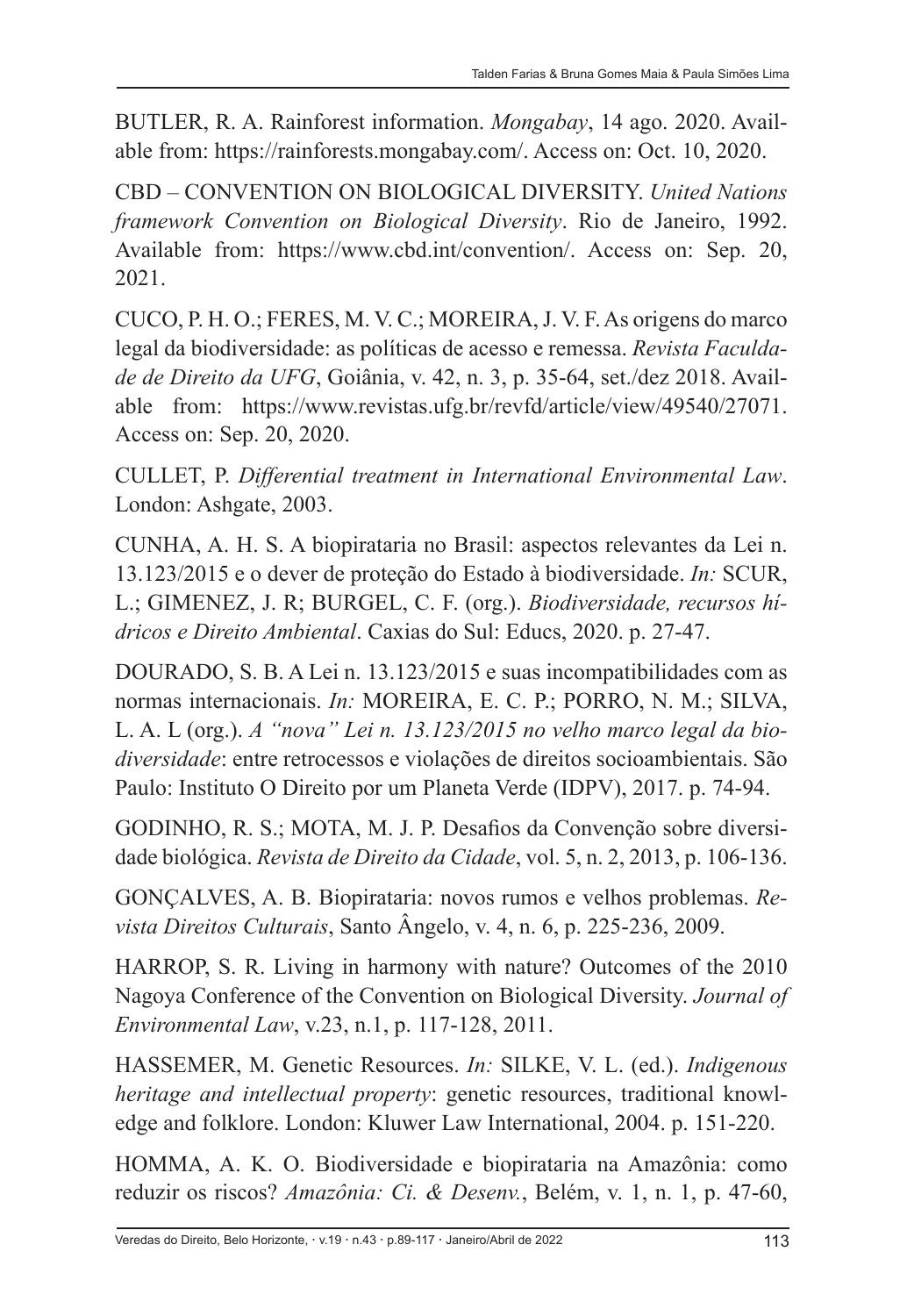BUTLER, R. A. Rainforest information. *Mongabay*, 14 ago. 2020. Available from: https://rainforests.mongabay.com/. Access on: Oct. 10, 2020.

CBD – CONVENTION ON BIOLOGICAL DIVERSITY. *United Nations framework Convention on Biological Diversity*. Rio de Janeiro, 1992. Available from: https://www.cbd.int/convention/. Access on: Sep. 20, 2021.

CUCO, P. H. O.; FERES, M. V. C.; MOREIRA, J. V. F. As origens do marco legal da biodiversidade: as políticas de acesso e remessa. *Revista Faculdade de Direito da UFG*, Goiânia, v. 42, n. 3, p. 35-64, set./dez 2018. Available from: https://www.revistas.ufg.br/revfd/article/view/49540/27071. Access on: Sep. 20, 2020.

CULLET, P. *Differential treatment in International Environmental Law*. London: Ashgate, 2003.

CUNHA, A. H. S. A biopirataria no Brasil: aspectos relevantes da Lei n. 13.123/2015 e o dever de proteção do Estado à biodiversidade. *In:* SCUR, L.; GIMENEZ, J. R; BURGEL, C. F. (org.). *Biodiversidade, recursos hídricos e Direito Ambiental*. Caxias do Sul: Educs, 2020. p. 27-47.

DOURADO, S. B. A Lei n. 13.123/2015 e suas incompatibilidades com as normas internacionais. *In:* MOREIRA, E. C. P.; PORRO, N. M.; SILVA, L. A. L (org.). *A "nova" Lei n. 13.123/2015 no velho marco legal da biodiversidade*: entre retrocessos e violações de direitos socioambientais. São Paulo: Instituto O Direito por um Planeta Verde (IDPV), 2017. p. 74-94.

GODINHO, R. S.; MOTA, M. J. P. Desafios da Convenção sobre diversidade biológica. *Revista de Direito da Cidade*, vol. 5, n. 2, 2013, p. 106-136.

GONÇALVES, A. B. Biopirataria: novos rumos e velhos problemas. *Revista Direitos Culturais*, Santo Ângelo, v. 4, n. 6, p. 225-236, 2009.

HARROP, S. R. Living in harmony with nature? Outcomes of the 2010 Nagoya Conference of the Convention on Biological Diversity. *Journal of Environmental Law*, v.23, n.1, p. 117-128, 2011.

HASSEMER, M. Genetic Resources. *In:* SILKE, V. L. (ed.). *Indigenous heritage and intellectual property*: genetic resources, traditional knowledge and folklore. London: Kluwer Law International, 2004. p. 151-220.

HOMMA, A. K. O. Biodiversidade e biopirataria na Amazônia: como reduzir os riscos? *Amazônia: Ci. & Desenv.*, Belém, v. 1, n. 1, p. 47-60,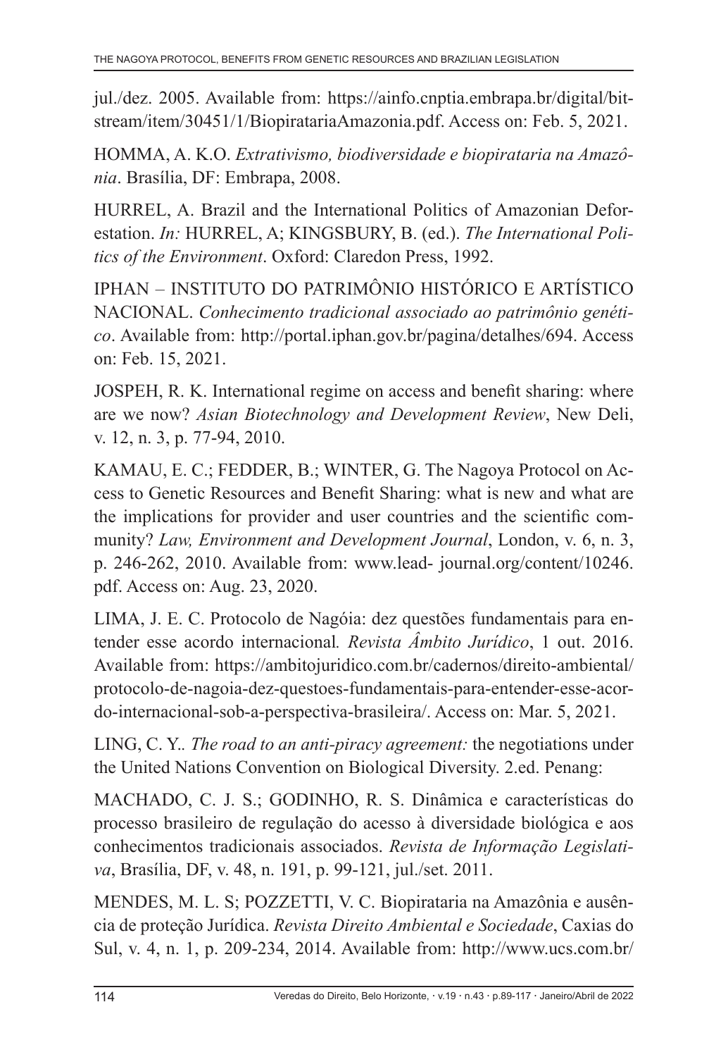jul./dez. 2005. Available from: https://ainfo.cnptia.embrapa.br/digital/bitstream/item/30451/1/BiopiratariaAmazonia.pdf. Access on: Feb. 5, 2021.

HOMMA, A. K.O. *Extrativismo, biodiversidade e biopirataria na Amazônia*. Brasília, DF: Embrapa, 2008.

HURREL, A. Brazil and the International Politics of Amazonian Deforestation. *In:* HURREL, A; KINGSBURY, B. (ed.). *The International Politics of the Environment*. Oxford: Claredon Press, 1992.

IPHAN – INSTITUTO DO PATRIMÔNIO HISTÓRICO E ARTÍSTICO NACIONAL. *Conhecimento tradicional associado ao patrimônio genético*. Available from: http://portal.iphan.gov.br/pagina/detalhes/694. Access on: Feb. 15, 2021.

JOSPEH, R. K. International regime on access and benefit sharing: where are we now? *Asian Biotechnology and Development Review*, New Deli, v. 12, n. 3, p. 77-94, 2010.

KAMAU, E. C.; FEDDER, B.; WINTER, G. The Nagoya Protocol on Access to Genetic Resources and Benefit Sharing: what is new and what are the implications for provider and user countries and the scientific community? *Law, Environment and Development Journal*, London, v. 6, n. 3, p. 246-262, 2010. Available from: www.lead- journal.org/content/10246.pdf. Access on: Aug. 23, 2020.

LIMA, J. E. C. Protocolo de Nagóia: dez questões fundamentais para entender esse acordo internacional*. Revista Âmbito Jurídico*, 1 out. 2016. Available from: https://ambitojuridico.com.br/cadernos/direito-ambiental/protocolo-de-nagoia-dez-questoes-fundamentais-para-entender-esse-acordo-internacional-sob-a-perspectiva-brasileira/. Access on: Mar. 5, 2021.

LING, C. Y.. *The road to an anti-piracy agreement:* the negotiations under the United Nations Convention on Biological Diversity. 2.ed. Penang:

MACHADO, C. J. S.; GODINHO, R. S. Dinâmica e características do processo brasileiro de regulação do acesso à diversidade biológica e aos conhecimentos tradicionais associados. *Revista de Informação Legislativa*, Brasília, DF, v. 48, n. 191, p. 99-121, jul./set. 2011.

MENDES, M. L. S; POZZETTI, V. C. Biopirataria na Amazônia e ausência de proteção Jurídica. *Revista Direito Ambiental e Sociedade*, Caxias do Sul, v. 4, n. 1, p. 209-234, 2014. Available from: http://www.ucs.com.br/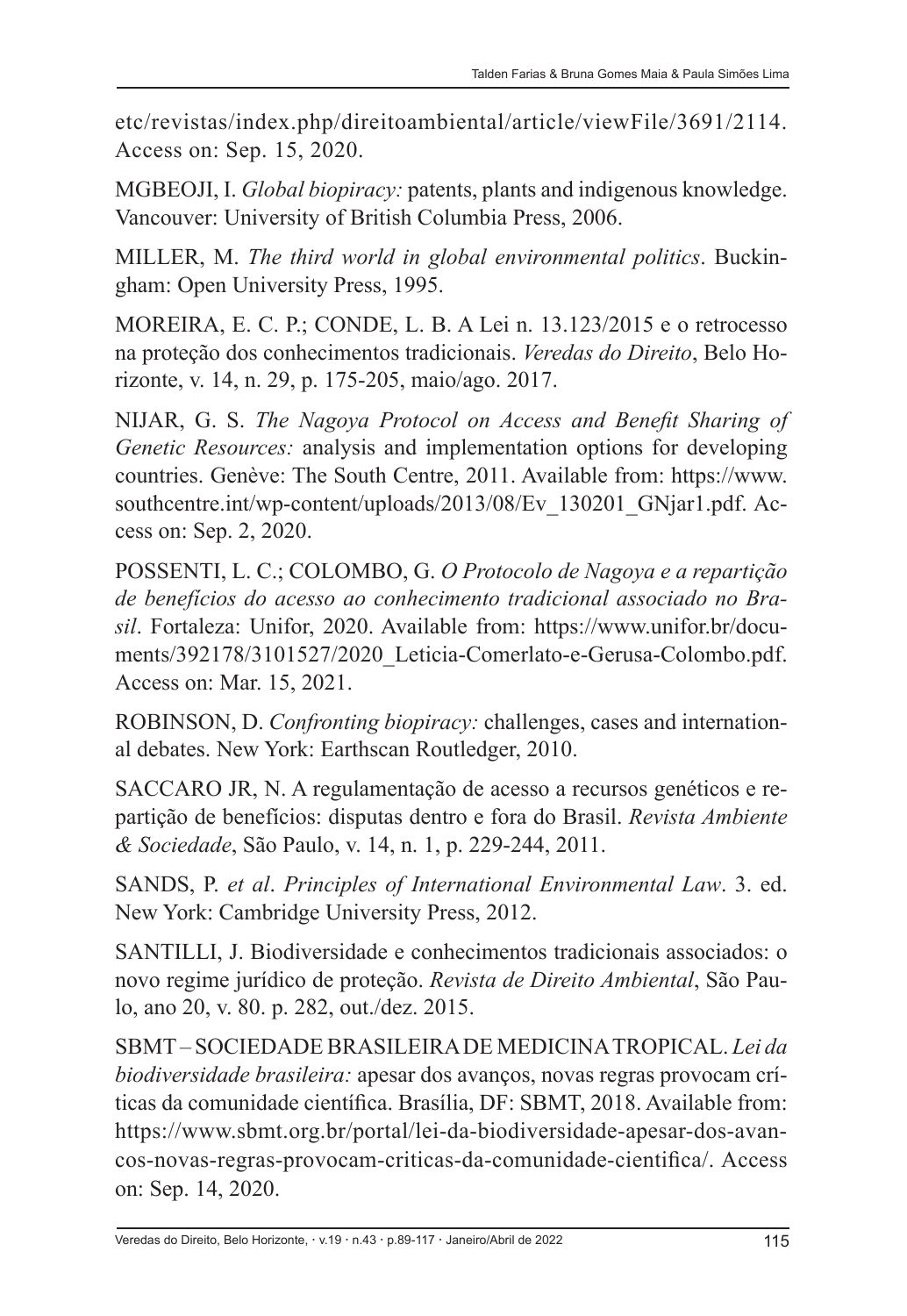etc/revistas/index.php/direitoambiental/article/viewFile/3691/2114. Access on: Sep. 15, 2020.

MGBEOJI, I. *Global biopiracy:* patents, plants and indigenous knowledge. Vancouver: University of British Columbia Press, 2006.

MILLER, M. *The third world in global environmental politics*. Buckingham: Open University Press, 1995.

MOREIRA, E. C. P.; CONDE, L. B. A Lei n. 13.123/2015 e o retrocesso na proteção dos conhecimentos tradicionais. *Veredas do Direito*, Belo Horizonte, v. 14, n. 29, p. 175-205, maio/ago. 2017.

NIJAR, G. S. *The Nagoya Protocol on Access and Benefit Sharing of Genetic Resources:* analysis and implementation options for developing countries. Genève: The South Centre, 2011. Available from: https://www.southcentre.int/wp-content/uploads/2013/08/Ev_130201_GNjar1.pdf. Access on: Sep. 2, 2020.

POSSENTI, L. C.; COLOMBO, G. *O Protocolo de Nagoya e a repartição de benefícios do acesso ao conhecimento tradicional associado no Brasil*. Fortaleza: Unifor, 2020. Available from: https://www.unifor.br/documents/392178/3101527/2020_Leticia-Comerlato-e-Gerusa-Colombo.pdf. Access on: Mar. 15, 2021.

ROBINSON, D. *Confronting biopiracy:* challenges, cases and international debates. New York: Earthscan Routledger, 2010.

SACCARO JR, N. A regulamentação de acesso a recursos genéticos e repartição de benefícios: disputas dentro e fora do Brasil. *Revista Ambiente & Sociedade*, São Paulo, v. 14, n. 1, p. 229-244, 2011.

SANDS, P. *et al*. *Principles of International Environmental Law*. 3. ed. New York: Cambridge University Press, 2012.

SANTILLI, J. Biodiversidade e conhecimentos tradicionais associados: o novo regime jurídico de proteção. *Revista de Direito Ambiental*, São Paulo, ano 20, v. 80. p. 282, out./dez. 2015.

SBMT – SOCIEDADE BRASILEIRA DE MEDICINA TROPICAL. *Lei da biodiversidade brasileira:* apesar dos avanços, novas regras provocam críticas da comunidade científica. Brasília, DF: SBMT, 2018. Available from: https://www.sbmt.org.br/portal/lei-da-biodiversidade-apesar-dos-avancos-novas-regras-provocam-criticas-da-comunidade-cientifica/. Access on: Sep. 14, 2020.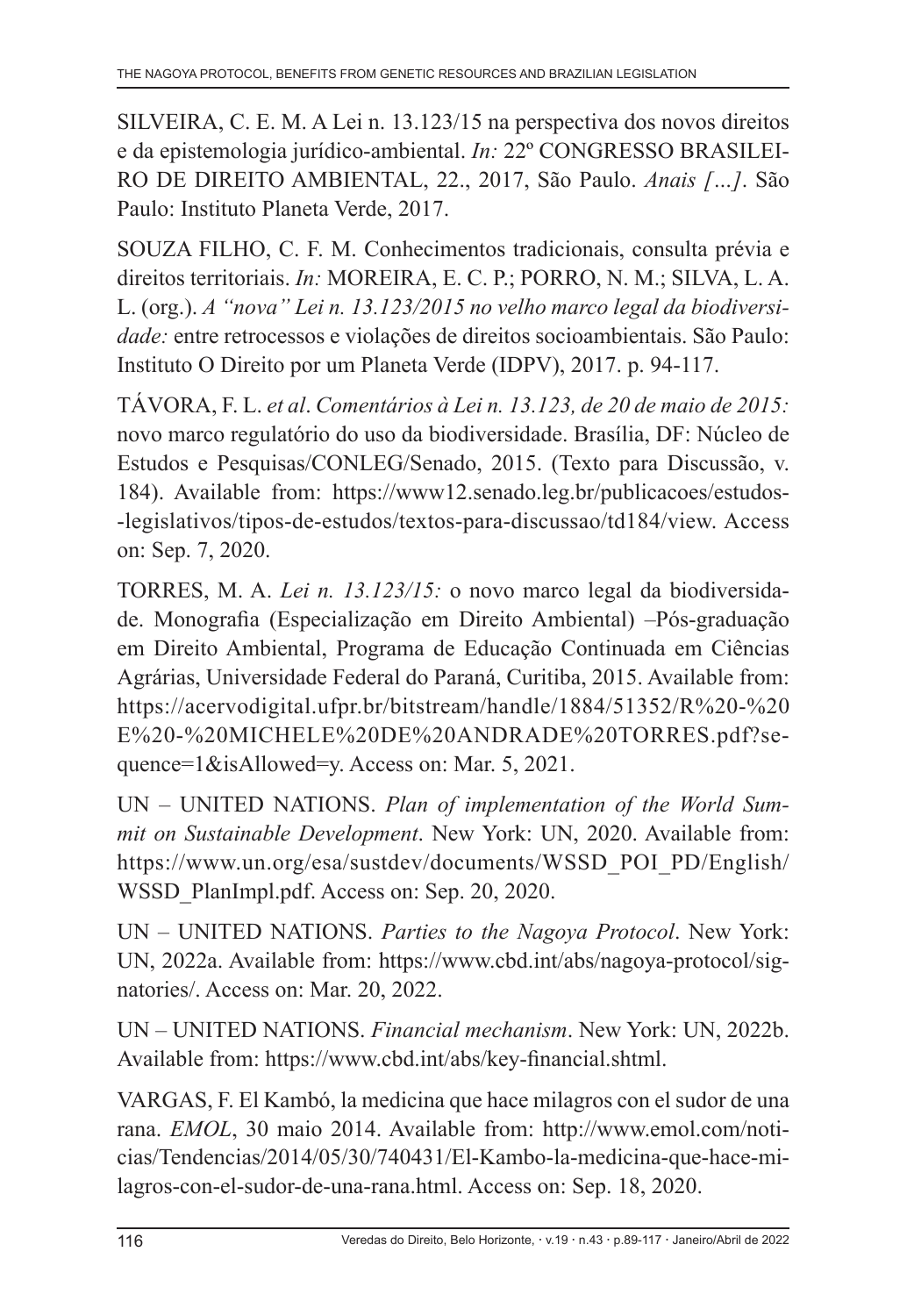SILVEIRA, C. E. M. A Lei n. 13.123/15 na perspectiva dos novos direitos e da epistemologia jurídico-ambiental. *In:* 22º CONGRESSO BRASILEIRO DE DIREITO AMBIENTAL, 22., 2017, São Paulo. *Anais […]*. São Paulo: Instituto Planeta Verde, 2017.

SOUZA FILHO, C. F. M. Conhecimentos tradicionais, consulta prévia e direitos territoriais. *In:* MOREIRA, E. C. P.; PORRO, N. M.; SILVA, L. A. L. (org.). *A "nova" Lei n. 13.123/2015 no velho marco legal da biodiversidade:* entre retrocessos e violações de direitos socioambientais. São Paulo: Instituto O Direito por um Planeta Verde (IDPV), 2017. p. 94-117.

TÁVORA, F. L. *et al*. *Comentários à Lei n. 13.123, de 20 de maio de 2015:* novo marco regulatório do uso da biodiversidade. Brasília, DF: Núcleo de Estudos e Pesquisas/CONLEG/Senado, 2015. (Texto para Discussão, v. 184). Available from: https://www12.senado.leg.br/publicacoes/estudos-legislativos/tipos-de-estudos/textos-para-discussao/td184/view. Access on: Sep. 7, 2020.

TORRES, M. A. *Lei n. 13.123/15:* o novo marco legal da biodiversidade. Monografia (Especialização em Direito Ambiental) –Pós-graduação em Direito Ambiental, Programa de Educação Continuada em Ciências Agrárias, Universidade Federal do Paraná, Curitiba, 2015. Available from: https://acervodigital.ufpr.br/bitstream/handle/1884/51352/R%20-%20E%20-%20MICHELE%20DE%20ANDRADE%20TORRES.pdf?sequence=1&isAllowed=y. Access on: Mar. 5, 2021.

UN – UNITED NATIONS. *Plan of implementation of the World Summit on Sustainable Development*. New York: UN, 2020. Available from: https://www.un.org/esa/sustdev/documents/WSSD_POI_PD/English/WSSD_PlanImpl.pdf. Access on: Sep. 20, 2020.

UN – UNITED NATIONS. *Parties to the Nagoya Protocol*. New York: UN, 2022a. Available from: https://www.cbd.int/abs/nagoya-protocol/signatories/. Access on: Mar. 20, 2022.

UN – UNITED NATIONS. *Financial mechanism*. New York: UN, 2022b. Available from: https://www.cbd.int/abs/key-financial.shtml.

VARGAS, F. El Kambó, la medicina que hace milagros con el sudor de una rana. *EMOL*, 30 maio 2014. Available from: http://www.emol.com/noticias/Tendencias/2014/05/30/740431/El-Kambo-la-medicina-que-hace-milagros-con-el-sudor-de-una-rana.html. Access on: Sep. 18, 2020.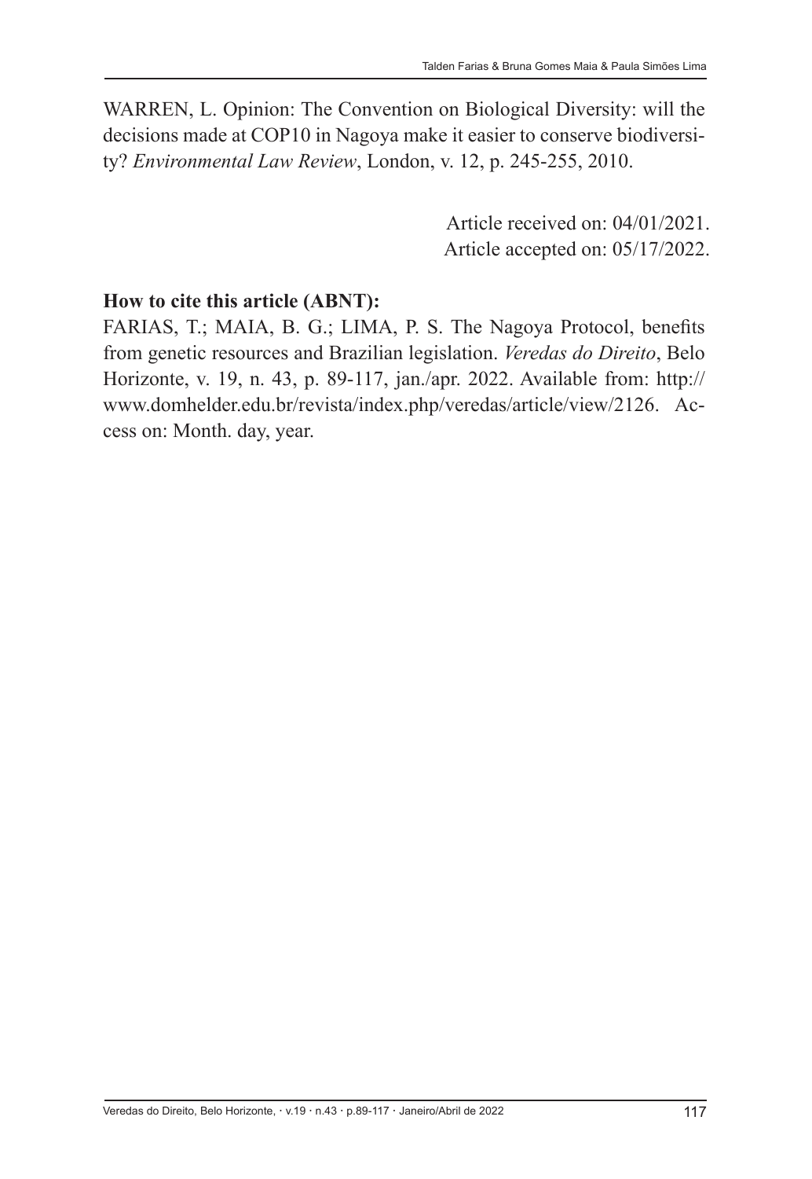WARREN, L. Opinion: The Convention on Biological Diversity: will the decisions made at COP10 in Nagoya make it easier to conserve biodiversity? *Environmental Law Review*, London, v. 12, p. 245-255, 2010.

Article received on: 04/01/2021.
Article accepted on: 05/17/2022.

**How to cite this article (ABNT):**

FARIAS, T.; MAIA, B. G.; LIMA, P. S. The Nagoya Protocol, benefits from genetic resources and Brazilian legislation. *Veredas do Direito*, Belo Horizonte, v. 19, n. 43, p. 89-117, jan./apr. 2022. Available from: http://www.domhelder.edu.br/revista/index.php/veredas/article/view/2126. Access on: Month. day, year.